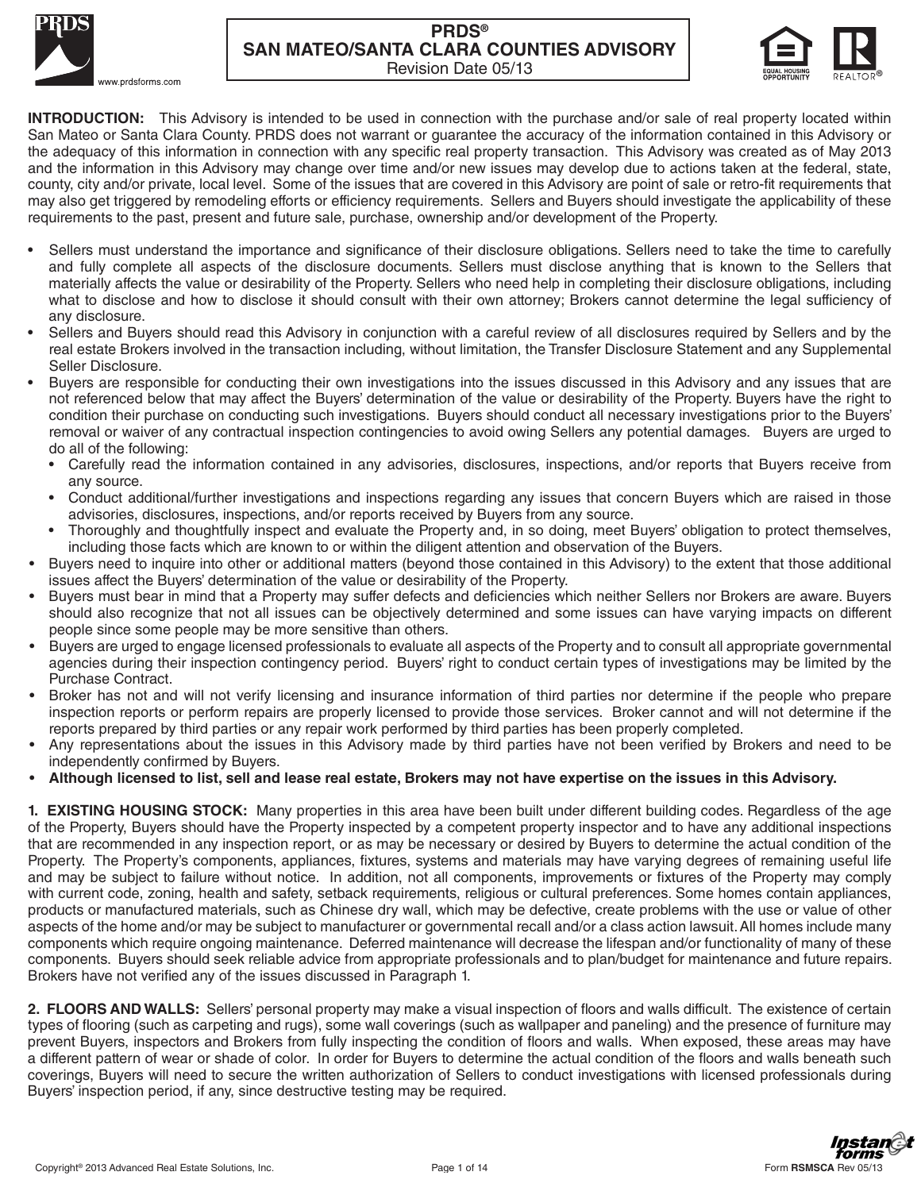# PRDS®
## SAN MATEO/SANTA CLARA COUNTIES ADVISORY
Revision Date 05/13

**INTRODUCTION:** This Advisory is intended to be used in connection with the purchase and/or sale of real property located within San Mateo or Santa Clara County. PRDS does not warrant or guarantee the accuracy of the information contained in this Advisory or the adequacy of this information in connection with any specific real property transaction. This Advisory was created as of May 2013 and the information in this Advisory may change over time and/or new issues may develop due to actions taken at the federal, state, county, city and/or private, local level. Some of the issues that are covered in this Advisory are point of sale or retro-fit requirements that may also get triggered by remodeling efforts or efficiency requirements. Sellers and Buyers should investigate the applicability of these requirements to the past, present and future sale, purchase, ownership and/or development of the Property.

- Sellers must understand the importance and significance of their disclosure obligations. Sellers need to take the time to carefully and fully complete all aspects of the disclosure documents. Sellers must disclose anything that is known to the Sellers that materially affects the value or desirability of the Property. Sellers who need help in completing their disclosure obligations, including what to disclose and how to disclose it should consult with their own attorney; Brokers cannot determine the legal sufficiency of any disclosure.
- Sellers and Buyers should read this Advisory in conjunction with a careful review of all disclosures required by Sellers and by the real estate Brokers involved in the transaction including, without limitation, the Transfer Disclosure Statement and any Supplemental Seller Disclosure.
- Buyers are responsible for conducting their own investigations into the issues discussed in this Advisory and any issues that are not referenced below that may affect the Buyers' determination of the value or desirability of the Property. Buyers have the right to condition their purchase on conducting such investigations. Buyers should conduct all necessary investigations prior to the Buyers' removal or waiver of any contractual inspection contingencies to avoid owing Sellers any potential damages. Buyers are urged to do all of the following:
  - Carefully read the information contained in any advisories, disclosures, inspections, and/or reports that Buyers receive from any source.
  - Conduct additional/further investigations and inspections regarding any issues that concern Buyers which are raised in those advisories, disclosures, inspections, and/or reports received by Buyers from any source.
  - Thoroughly and thoughtfully inspect and evaluate the Property and, in so doing, meet Buyers' obligation to protect themselves, including those facts which are known to or within the diligent attention and observation of the Buyers.
- Buyers need to inquire into other or additional matters (beyond those contained in this Advisory) to the extent that those additional issues affect the Buyers' determination of the value or desirability of the Property.
- Buyers must bear in mind that a Property may suffer defects and deficiencies which neither Sellers nor Brokers are aware. Buyers should also recognize that not all issues can be objectively determined and some issues can have varying impacts on different people since some people may be more sensitive than others.
- Buyers are urged to engage licensed professionals to evaluate all aspects of the Property and to consult all appropriate governmental agencies during their inspection contingency period. Buyers' right to conduct certain types of investigations may be limited by the Purchase Contract.
- Broker has not and will not verify licensing and insurance information of third parties nor determine if the people who prepare inspection reports or perform repairs are properly licensed to provide those services. Broker cannot and will not determine if the reports prepared by third parties or any repair work performed by third parties has been properly completed.
- Any representations about the issues in this Advisory made by third parties have not been verified by Brokers and need to be independently confirmed by Buyers.
- **Although licensed to list, sell and lease real estate, Brokers may not have expertise on the issues in this Advisory.**

**1. EXISTING HOUSING STOCK:** Many properties in this area have been built under different building codes. Regardless of the age of the Property, Buyers should have the Property inspected by a competent property inspector and to have any additional inspections that are recommended in any inspection report, or as may be necessary or desired by Buyers to determine the actual condition of the Property. The Property's components, appliances, fixtures, systems and materials may have varying degrees of remaining useful life and may be subject to failure without notice. In addition, not all components, improvements or fixtures of the Property may comply with current code, zoning, health and safety, setback requirements, religious or cultural preferences. Some homes contain appliances, products or manufactured materials, such as Chinese dry wall, which may be defective, create problems with the use or value of other aspects of the home and/or may be subject to manufacturer or governmental recall and/or a class action lawsuit. All homes include many components which require ongoing maintenance. Deferred maintenance will decrease the lifespan and/or functionality of many of these components. Buyers should seek reliable advice from appropriate professionals and to plan/budget for maintenance and future repairs. Brokers have not verified any of the issues discussed in Paragraph 1.

**2. FLOORS AND WALLS:** Sellers' personal property may make a visual inspection of floors and walls difficult. The existence of certain types of flooring (such as carpeting and rugs), some wall coverings (such as wallpaper and paneling) and the presence of furniture may prevent Buyers, inspectors and Brokers from fully inspecting the condition of floors and walls. When exposed, these areas may have a different pattern of wear or shade of color. In order for Buyers to determine the actual condition of the floors and walls beneath such coverings, Buyers will need to secure the written authorization of Sellers to conduct investigations with licensed professionals during Buyers' inspection period, if any, since destructive testing may be required.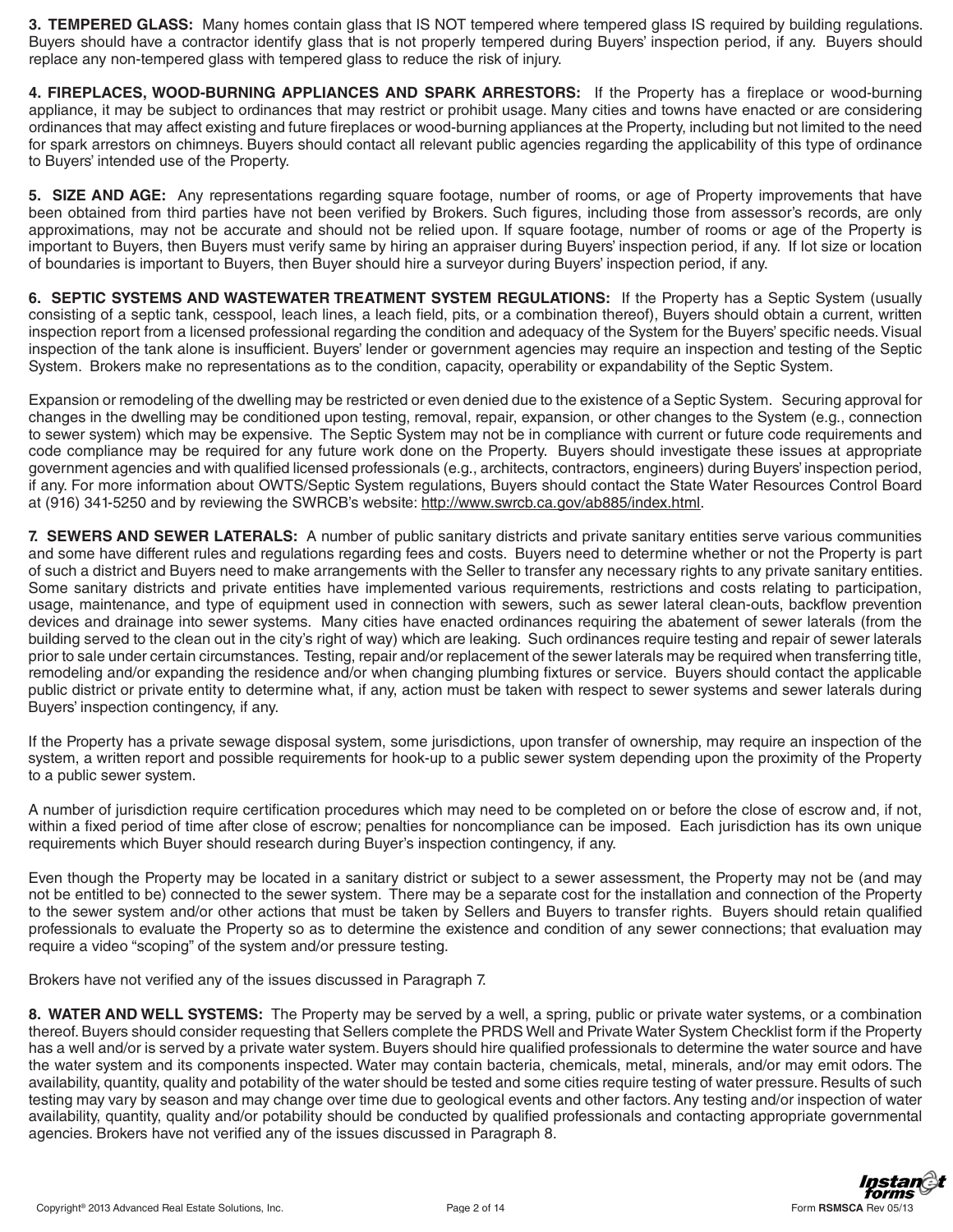**3. TEMPERED GLASS:** Many homes contain glass that IS NOT tempered where tempered glass IS required by building regulations. Buyers should have a contractor identify glass that is not properly tempered during Buyers' inspection period, if any. Buyers should replace any non-tempered glass with tempered glass to reduce the risk of injury.

**4. FIREPLACES, WOOD-BURNING APPLIANCES AND SPARK ARRESTORS:** If the Property has a fireplace or wood-burning appliance, it may be subject to ordinances that may restrict or prohibit usage. Many cities and towns have enacted or are considering ordinances that may affect existing and future fireplaces or wood-burning appliances at the Property, including but not limited to the need for spark arrestors on chimneys. Buyers should contact all relevant public agencies regarding the applicability of this type of ordinance to Buyers' intended use of the Property.

**5. SIZE AND AGE:** Any representations regarding square footage, number of rooms, or age of Property improvements that have been obtained from third parties have not been verified by Brokers. Such figures, including those from assessor's records, are only approximations, may not be accurate and should not be relied upon. If square footage, number of rooms or age of the Property is important to Buyers, then Buyers must verify same by hiring an appraiser during Buyers' inspection period, if any. If lot size or location of boundaries is important to Buyers, then Buyer should hire a surveyor during Buyers' inspection period, if any.

**6. SEPTIC SYSTEMS AND WASTEWATER TREATMENT SYSTEM REGULATIONS:** If the Property has a Septic System (usually consisting of a septic tank, cesspool, leach lines, a leach field, pits, or a combination thereof), Buyers should obtain a current, written inspection report from a licensed professional regarding the condition and adequacy of the System for the Buyers' specific needs. Visual inspection of the tank alone is insufficient. Buyers' lender or government agencies may require an inspection and testing of the Septic System. Brokers make no representations as to the condition, capacity, operability or expandability of the Septic System.

Expansion or remodeling of the dwelling may be restricted or even denied due to the existence of a Septic System. Securing approval for changes in the dwelling may be conditioned upon testing, removal, repair, expansion, or other changes to the System (e.g., connection to sewer system) which may be expensive. The Septic System may not be in compliance with current or future code requirements and code compliance may be required for any future work done on the Property. Buyers should investigate these issues at appropriate government agencies and with qualified licensed professionals (e.g., architects, contractors, engineers) during Buyers' inspection period, if any. For more information about OWTS/Septic System regulations, Buyers should contact the State Water Resources Control Board at (916) 341-5250 and by reviewing the SWRCB's website: http://www.swrcb.ca.gov/ab885/index.html.

**7. SEWERS AND SEWER LATERALS:** A number of public sanitary districts and private sanitary entities serve various communities and some have different rules and regulations regarding fees and costs. Buyers need to determine whether or not the Property is part of such a district and Buyers need to make arrangements with the Seller to transfer any necessary rights to any private sanitary entities. Some sanitary districts and private entities have implemented various requirements, restrictions and costs relating to participation, usage, maintenance, and type of equipment used in connection with sewers, such as sewer lateral clean-outs, backflow prevention devices and drainage into sewer systems. Many cities have enacted ordinances requiring the abatement of sewer laterals (from the building served to the clean out in the city's right of way) which are leaking. Such ordinances require testing and repair of sewer laterals prior to sale under certain circumstances. Testing, repair and/or replacement of the sewer laterals may be required when transferring title, remodeling and/or expanding the residence and/or when changing plumbing fixtures or service. Buyers should contact the applicable public district or private entity to determine what, if any, action must be taken with respect to sewer systems and sewer laterals during Buyers' inspection contingency, if any.

If the Property has a private sewage disposal system, some jurisdictions, upon transfer of ownership, may require an inspection of the system, a written report and possible requirements for hook-up to a public sewer system depending upon the proximity of the Property to a public sewer system.

A number of jurisdiction require certification procedures which may need to be completed on or before the close of escrow and, if not, within a fixed period of time after close of escrow; penalties for noncompliance can be imposed. Each jurisdiction has its own unique requirements which Buyer should research during Buyer's inspection contingency, if any.

Even though the Property may be located in a sanitary district or subject to a sewer assessment, the Property may not be (and may not be entitled to be) connected to the sewer system. There may be a separate cost for the installation and connection of the Property to the sewer system and/or other actions that must be taken by Sellers and Buyers to transfer rights. Buyers should retain qualified professionals to evaluate the Property so as to determine the existence and condition of any sewer connections; that evaluation may require a video "scoping" of the system and/or pressure testing.

Brokers have not verified any of the issues discussed in Paragraph 7.

**8. WATER AND WELL SYSTEMS:** The Property may be served by a well, a spring, public or private water systems, or a combination thereof. Buyers should consider requesting that Sellers complete the PRDS Well and Private Water System Checklist form if the Property has a well and/or is served by a private water system. Buyers should hire qualified professionals to determine the water source and have the water system and its components inspected. Water may contain bacteria, chemicals, metal, minerals, and/or may emit odors. The availability, quantity, quality and potability of the water should be tested and some cities require testing of water pressure. Results of such testing may vary by season and may change over time due to geological events and other factors. Any testing and/or inspection of water availability, quantity, quality and/or potability should be conducted by qualified professionals and contacting appropriate governmental agencies. Brokers have not verified any of the issues discussed in Paragraph 8.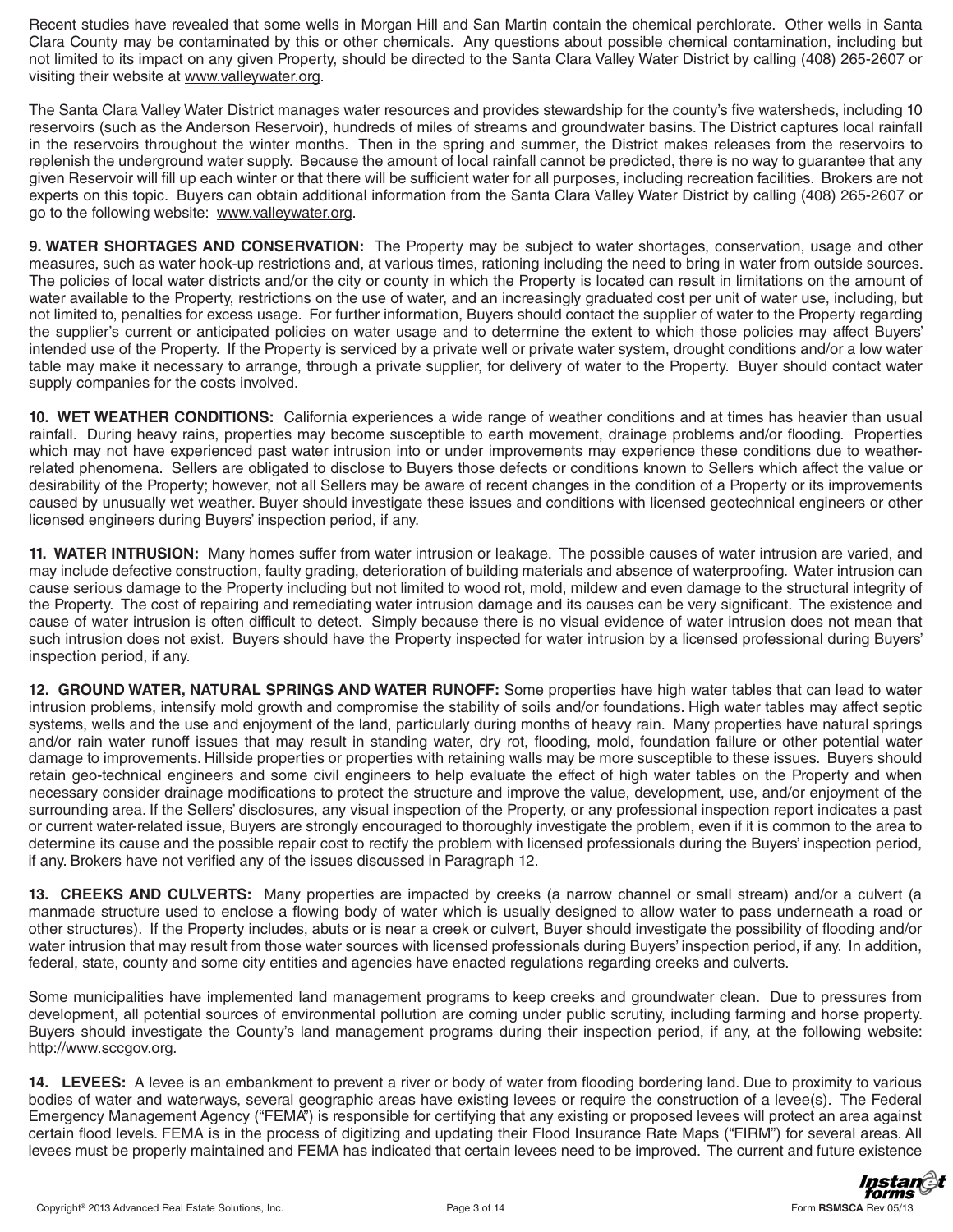Recent studies have revealed that some wells in Morgan Hill and San Martin contain the chemical perchlorate. Other wells in Santa Clara County may be contaminated by this or other chemicals. Any questions about possible chemical contamination, including but not limited to its impact on any given Property, should be directed to the Santa Clara Valley Water District by calling (408) 265-2607 or visiting their website at www.valleywater.org.

The Santa Clara Valley Water District manages water resources and provides stewardship for the county's five watersheds, including 10 reservoirs (such as the Anderson Reservoir), hundreds of miles of streams and groundwater basins. The District captures local rainfall in the reservoirs throughout the winter months. Then in the spring and summer, the District makes releases from the reservoirs to replenish the underground water supply. Because the amount of local rainfall cannot be predicted, there is no way to guarantee that any given Reservoir will fill up each winter or that there will be sufficient water for all purposes, including recreation facilities. Brokers are not experts on this topic. Buyers can obtain additional information from the Santa Clara Valley Water District by calling (408) 265-2607 or go to the following website: www.valleywater.org.

**9. WATER SHORTAGES AND CONSERVATION:** The Property may be subject to water shortages, conservation, usage and other measures, such as water hook-up restrictions and, at various times, rationing including the need to bring in water from outside sources. The policies of local water districts and/or the city or county in which the Property is located can result in limitations on the amount of water available to the Property, restrictions on the use of water, and an increasingly graduated cost per unit of water use, including, but not limited to, penalties for excess usage. For further information, Buyers should contact the supplier of water to the Property regarding the supplier's current or anticipated policies on water usage and to determine the extent to which those policies may affect Buyers' intended use of the Property. If the Property is serviced by a private well or private water system, drought conditions and/or a low water table may make it necessary to arrange, through a private supplier, for delivery of water to the Property. Buyer should contact water supply companies for the costs involved.

**10. WET WEATHER CONDITIONS:** California experiences a wide range of weather conditions and at times has heavier than usual rainfall. During heavy rains, properties may become susceptible to earth movement, drainage problems and/or flooding. Properties which may not have experienced past water intrusion into or under improvements may experience these conditions due to weather-related phenomena. Sellers are obligated to disclose to Buyers those defects or conditions known to Sellers which affect the value or desirability of the Property; however, not all Sellers may be aware of recent changes in the condition of a Property or its improvements caused by unusually wet weather. Buyer should investigate these issues and conditions with licensed geotechnical engineers or other licensed engineers during Buyers' inspection period, if any.

**11. WATER INTRUSION:** Many homes suffer from water intrusion or leakage. The possible causes of water intrusion are varied, and may include defective construction, faulty grading, deterioration of building materials and absence of waterproofing. Water intrusion can cause serious damage to the Property including but not limited to wood rot, mold, mildew and even damage to the structural integrity of the Property. The cost of repairing and remediating water intrusion damage and its causes can be very significant. The existence and cause of water intrusion is often difficult to detect. Simply because there is no visual evidence of water intrusion does not mean that such intrusion does not exist. Buyers should have the Property inspected for water intrusion by a licensed professional during Buyers' inspection period, if any.

**12. GROUND WATER, NATURAL SPRINGS AND WATER RUNOFF:** Some properties have high water tables that can lead to water intrusion problems, intensify mold growth and compromise the stability of soils and/or foundations. High water tables may affect septic systems, wells and the use and enjoyment of the land, particularly during months of heavy rain. Many properties have natural springs and/or rain water runoff issues that may result in standing water, dry rot, flooding, mold, foundation failure or other potential water damage to improvements. Hillside properties or properties with retaining walls may be more susceptible to these issues. Buyers should retain geo-technical engineers and some civil engineers to help evaluate the effect of high water tables on the Property and when necessary consider drainage modifications to protect the structure and improve the value, development, use, and/or enjoyment of the surrounding area. If the Sellers' disclosures, any visual inspection of the Property, or any professional inspection report indicates a past or current water-related issue, Buyers are strongly encouraged to thoroughly investigate the problem, even if it is common to the area to determine its cause and the possible repair cost to rectify the problem with licensed professionals during the Buyers' inspection period, if any. Brokers have not verified any of the issues discussed in Paragraph 12.

**13. CREEKS AND CULVERTS:** Many properties are impacted by creeks (a narrow channel or small stream) and/or a culvert (a manmade structure used to enclose a flowing body of water which is usually designed to allow water to pass underneath a road or other structures). If the Property includes, abuts or is near a creek or culvert, Buyer should investigate the possibility of flooding and/or water intrusion that may result from those water sources with licensed professionals during Buyers' inspection period, if any. In addition, federal, state, county and some city entities and agencies have enacted regulations regarding creeks and culverts.

Some municipalities have implemented land management programs to keep creeks and groundwater clean. Due to pressures from development, all potential sources of environmental pollution are coming under public scrutiny, including farming and horse property. Buyers should investigate the County's land management programs during their inspection period, if any, at the following website: http://www.sccgov.org.

**14. LEVEES:** A levee is an embankment to prevent a river or body of water from flooding bordering land. Due to proximity to various bodies of water and waterways, several geographic areas have existing levees or require the construction of a levee(s). The Federal Emergency Management Agency ("FEMA") is responsible for certifying that any existing or proposed levees will protect an area against certain flood levels. FEMA is in the process of digitizing and updating their Flood Insurance Rate Maps ("FIRM") for several areas. All levees must be properly maintained and FEMA has indicated that certain levees need to be improved. The current and future existence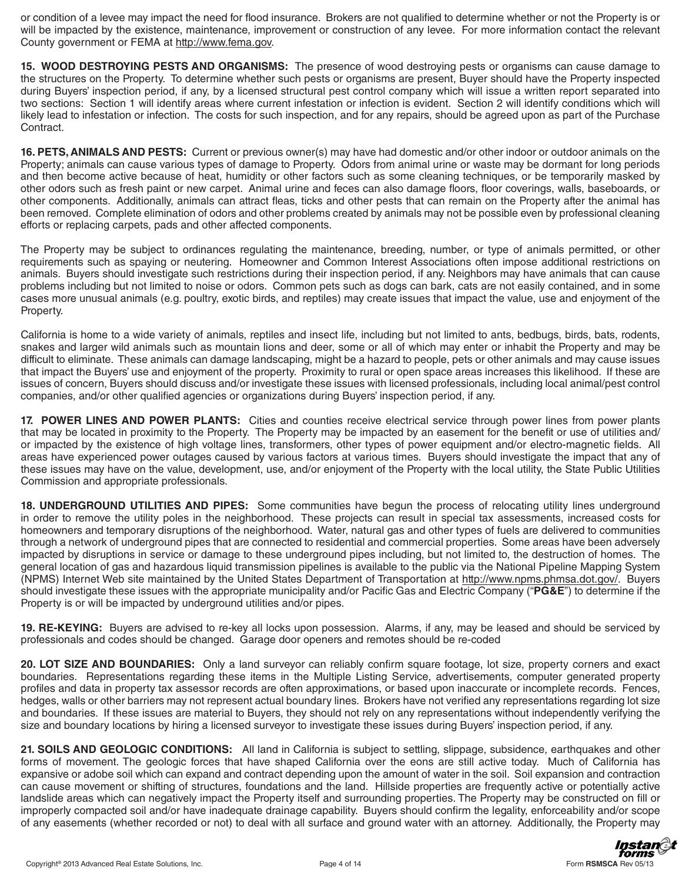or condition of a levee may impact the need for flood insurance. Brokers are not qualified to determine whether or not the Property is or will be impacted by the existence, maintenance, improvement or construction of any levee. For more information contact the relevant County government or FEMA at http://www.fema.gov.

**15. WOOD DESTROYING PESTS AND ORGANISMS:** The presence of wood destroying pests or organisms can cause damage to the structures on the Property. To determine whether such pests or organisms are present, Buyer should have the Property inspected during Buyers' inspection period, if any, by a licensed structural pest control company which will issue a written report separated into two sections: Section 1 will identify areas where current infestation or infection is evident. Section 2 will identify conditions which will likely lead to infestation or infection. The costs for such inspection, and for any repairs, should be agreed upon as part of the Purchase Contract.

**16. PETS, ANIMALS AND PESTS:** Current or previous owner(s) may have had domestic and/or other indoor or outdoor animals on the Property; animals can cause various types of damage to Property. Odors from animal urine or waste may be dormant for long periods and then become active because of heat, humidity or other factors such as some cleaning techniques, or be temporarily masked by other odors such as fresh paint or new carpet. Animal urine and feces can also damage floors, floor coverings, walls, baseboards, or other components. Additionally, animals can attract fleas, ticks and other pests that can remain on the Property after the animal has been removed. Complete elimination of odors and other problems created by animals may not be possible even by professional cleaning efforts or replacing carpets, pads and other affected components.

The Property may be subject to ordinances regulating the maintenance, breeding, number, or type of animals permitted, or other requirements such as spaying or neutering. Homeowner and Common Interest Associations often impose additional restrictions on animals. Buyers should investigate such restrictions during their inspection period, if any. Neighbors may have animals that can cause problems including but not limited to noise or odors. Common pets such as dogs can bark, cats are not easily contained, and in some cases more unusual animals (e.g. poultry, exotic birds, and reptiles) may create issues that impact the value, use and enjoyment of the Property.

California is home to a wide variety of animals, reptiles and insect life, including but not limited to ants, bedbugs, birds, bats, rodents, snakes and larger wild animals such as mountain lions and deer, some or all of which may enter or inhabit the Property and may be difficult to eliminate. These animals can damage landscaping, might be a hazard to people, pets or other animals and may cause issues that impact the Buyers' use and enjoyment of the property. Proximity to rural or open space areas increases this likelihood. If these are issues of concern, Buyers should discuss and/or investigate these issues with licensed professionals, including local animal/pest control companies, and/or other qualified agencies or organizations during Buyers' inspection period, if any.

**17. POWER LINES AND POWER PLANTS:** Cities and counties receive electrical service through power lines from power plants that may be located in proximity to the Property. The Property may be impacted by an easement for the benefit or use of utilities and/or impacted by the existence of high voltage lines, transformers, other types of power equipment and/or electro-magnetic fields. All areas have experienced power outages caused by various factors at various times. Buyers should investigate the impact that any of these issues may have on the value, development, use, and/or enjoyment of the Property with the local utility, the State Public Utilities Commission and appropriate professionals.

**18. UNDERGROUND UTILITIES AND PIPES:** Some communities have begun the process of relocating utility lines underground in order to remove the utility poles in the neighborhood. These projects can result in special tax assessments, increased costs for homeowners and temporary disruptions of the neighborhood. Water, natural gas and other types of fuels are delivered to communities through a network of underground pipes that are connected to residential and commercial properties. Some areas have been adversely impacted by disruptions in service or damage to these underground pipes including, but not limited to, the destruction of homes. The general location of gas and hazardous liquid transmission pipelines is available to the public via the National Pipeline Mapping System (NPMS) Internet Web site maintained by the United States Department of Transportation at http://www.npms.phmsa.dot.gov/. Buyers should investigate these issues with the appropriate municipality and/or Pacific Gas and Electric Company ("**PG&E**") to determine if the Property is or will be impacted by underground utilities and/or pipes.

**19. RE-KEYING:** Buyers are advised to re-key all locks upon possession. Alarms, if any, may be leased and should be serviced by professionals and codes should be changed. Garage door openers and remotes should be re-coded

**20. LOT SIZE AND BOUNDARIES:** Only a land surveyor can reliably confirm square footage, lot size, property corners and exact boundaries. Representations regarding these items in the Multiple Listing Service, advertisements, computer generated property profiles and data in property tax assessor records are often approximations, or based upon inaccurate or incomplete records. Fences, hedges, walls or other barriers may not represent actual boundary lines. Brokers have not verified any representations regarding lot size and boundaries. If these issues are material to Buyers, they should not rely on any representations without independently verifying the size and boundary locations by hiring a licensed surveyor to investigate these issues during Buyers' inspection period, if any.

**21. SOILS AND GEOLOGIC CONDITIONS:** All land in California is subject to settling, slippage, subsidence, earthquakes and other forms of movement. The geologic forces that have shaped California over the eons are still active today. Much of California has expansive or adobe soil which can expand and contract depending upon the amount of water in the soil. Soil expansion and contraction can cause movement or shifting of structures, foundations and the land. Hillside properties are frequently active or potentially active landslide areas which can negatively impact the Property itself and surrounding properties. The Property may be constructed on fill or improperly compacted soil and/or have inadequate drainage capability. Buyers should confirm the legality, enforceability and/or scope of any easements (whether recorded or not) to deal with all surface and ground water with an attorney. Additionally, the Property may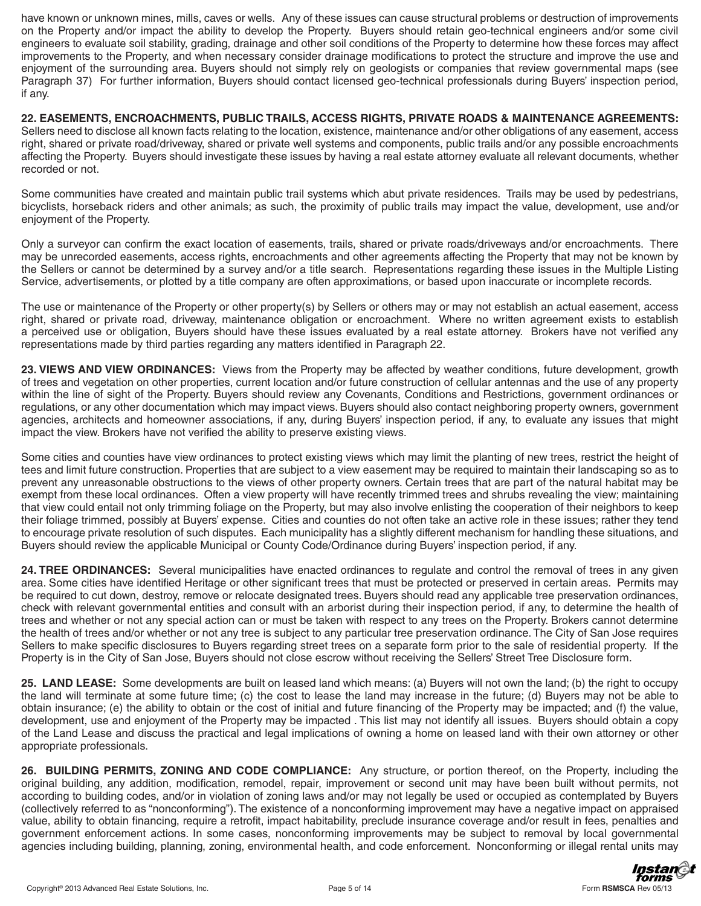have known or unknown mines, mills, caves or wells. Any of these issues can cause structural problems or destruction of improvements on the Property and/or impact the ability to develop the Property. Buyers should retain geo-technical engineers and/or some civil engineers to evaluate soil stability, grading, drainage and other soil conditions of the Property to determine how these forces may affect improvements to the Property, and when necessary consider drainage modifications to protect the structure and improve the use and enjoyment of the surrounding area. Buyers should not simply rely on geologists or companies that review governmental maps (see Paragraph 37) For further information, Buyers should contact licensed geo-technical professionals during Buyers' inspection period, if any.

**22. EASEMENTS, ENCROACHMENTS, PUBLIC TRAILS, ACCESS RIGHTS, PRIVATE ROADS & MAINTENANCE AGREEMENTS:** Sellers need to disclose all known facts relating to the location, existence, maintenance and/or other obligations of any easement, access right, shared or private road/driveway, shared or private well systems and components, public trails and/or any possible encroachments affecting the Property. Buyers should investigate these issues by having a real estate attorney evaluate all relevant documents, whether recorded or not.

Some communities have created and maintain public trail systems which abut private residences. Trails may be used by pedestrians, bicyclists, horseback riders and other animals; as such, the proximity of public trails may impact the value, development, use and/or enjoyment of the Property.

Only a surveyor can confirm the exact location of easements, trails, shared or private roads/driveways and/or encroachments. There may be unrecorded easements, access rights, encroachments and other agreements affecting the Property that may not be known by the Sellers or cannot be determined by a survey and/or a title search. Representations regarding these issues in the Multiple Listing Service, advertisements, or plotted by a title company are often approximations, or based upon inaccurate or incomplete records.

The use or maintenance of the Property or other property(s) by Sellers or others may or may not establish an actual easement, access right, shared or private road, driveway, maintenance obligation or encroachment. Where no written agreement exists to establish a perceived use or obligation, Buyers should have these issues evaluated by a real estate attorney. Brokers have not verified any representations made by third parties regarding any matters identified in Paragraph 22.

**23. VIEWS AND VIEW ORDINANCES:** Views from the Property may be affected by weather conditions, future development, growth of trees and vegetation on other properties, current location and/or future construction of cellular antennas and the use of any property within the line of sight of the Property. Buyers should review any Covenants, Conditions and Restrictions, government ordinances or regulations, or any other documentation which may impact views. Buyers should also contact neighboring property owners, government agencies, architects and homeowner associations, if any, during Buyers' inspection period, if any, to evaluate any issues that might impact the view. Brokers have not verified the ability to preserve existing views.

Some cities and counties have view ordinances to protect existing views which may limit the planting of new trees, restrict the height of tees and limit future construction. Properties that are subject to a view easement may be required to maintain their landscaping so as to prevent any unreasonable obstructions to the views of other property owners. Certain trees that are part of the natural habitat may be exempt from these local ordinances. Often a view property will have recently trimmed trees and shrubs revealing the view; maintaining that view could entail not only trimming foliage on the Property, but may also involve enlisting the cooperation of their neighbors to keep their foliage trimmed, possibly at Buyers' expense. Cities and counties do not often take an active role in these issues; rather they tend to encourage private resolution of such disputes. Each municipality has a slightly different mechanism for handling these situations, and Buyers should review the applicable Municipal or County Code/Ordinance during Buyers' inspection period, if any.

**24. TREE ORDINANCES:** Several municipalities have enacted ordinances to regulate and control the removal of trees in any given area. Some cities have identified Heritage or other significant trees that must be protected or preserved in certain areas. Permits may be required to cut down, destroy, remove or relocate designated trees. Buyers should read any applicable tree preservation ordinances, check with relevant governmental entities and consult with an arborist during their inspection period, if any, to determine the health of trees and whether or not any special action can or must be taken with respect to any trees on the Property. Brokers cannot determine the health of trees and/or whether or not any tree is subject to any particular tree preservation ordinance. The City of San Jose requires Sellers to make specific disclosures to Buyers regarding street trees on a separate form prior to the sale of residential property. If the Property is in the City of San Jose, Buyers should not close escrow without receiving the Sellers' Street Tree Disclosure form.

**25. LAND LEASE:** Some developments are built on leased land which means: (a) Buyers will not own the land; (b) the right to occupy the land will terminate at some future time; (c) the cost to lease the land may increase in the future; (d) Buyers may not be able to obtain insurance; (e) the ability to obtain or the cost of initial and future financing of the Property may be impacted; and (f) the value, development, use and enjoyment of the Property may be impacted . This list may not identify all issues. Buyers should obtain a copy of the Land Lease and discuss the practical and legal implications of owning a home on leased land with their own attorney or other appropriate professionals.

**26. BUILDING PERMITS, ZONING AND CODE COMPLIANCE:** Any structure, or portion thereof, on the Property, including the original building, any addition, modification, remodel, repair, improvement or second unit may have been built without permits, not according to building codes, and/or in violation of zoning laws and/or may not legally be used or occupied as contemplated by Buyers (collectively referred to as "nonconforming"). The existence of a nonconforming improvement may have a negative impact on appraised value, ability to obtain financing, require a retrofit, impact habitability, preclude insurance coverage and/or result in fees, penalties and government enforcement actions. In some cases, nonconforming improvements may be subject to removal by local governmental agencies including building, planning, zoning, environmental health, and code enforcement. Nonconforming or illegal rental units may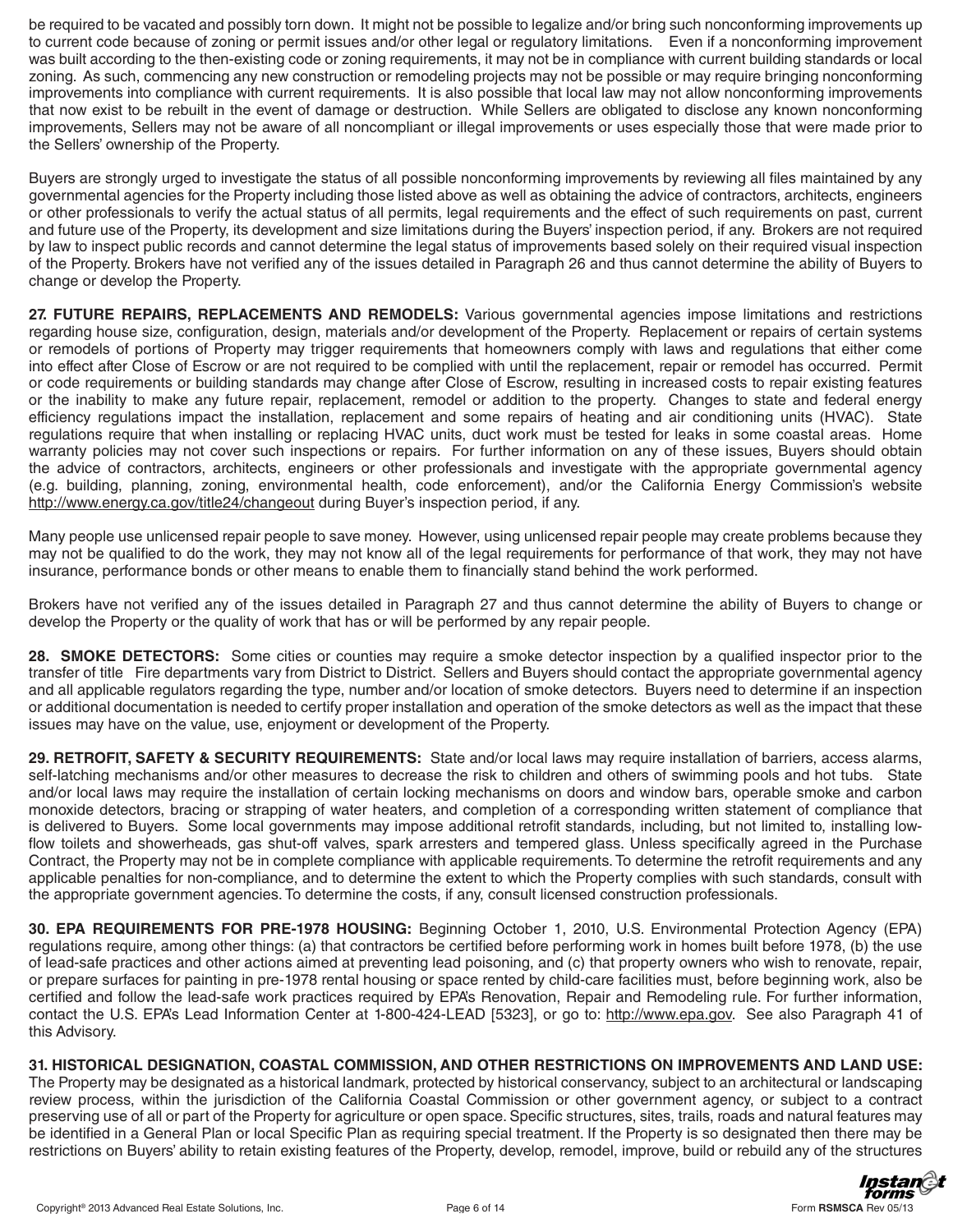be required to be vacated and possibly torn down. It might not be possible to legalize and/or bring such nonconforming improvements up to current code because of zoning or permit issues and/or other legal or regulatory limitations. Even if a nonconforming improvement was built according to the then-existing code or zoning requirements, it may not be in compliance with current building standards or local zoning. As such, commencing any new construction or remodeling projects may not be possible or may require bringing nonconforming improvements into compliance with current requirements. It is also possible that local law may not allow nonconforming improvements that now exist to be rebuilt in the event of damage or destruction. While Sellers are obligated to disclose any known nonconforming improvements, Sellers may not be aware of all noncompliant or illegal improvements or uses especially those that were made prior to the Sellers' ownership of the Property.

Buyers are strongly urged to investigate the status of all possible nonconforming improvements by reviewing all files maintained by any governmental agencies for the Property including those listed above as well as obtaining the advice of contractors, architects, engineers or other professionals to verify the actual status of all permits, legal requirements and the effect of such requirements on past, current and future use of the Property, its development and size limitations during the Buyers' inspection period, if any. Brokers are not required by law to inspect public records and cannot determine the legal status of improvements based solely on their required visual inspection of the Property. Brokers have not verified any of the issues detailed in Paragraph 26 and thus cannot determine the ability of Buyers to change or develop the Property.

**27. FUTURE REPAIRS, REPLACEMENTS AND REMODELS:** Various governmental agencies impose limitations and restrictions regarding house size, configuration, design, materials and/or development of the Property. Replacement or repairs of certain systems or remodels of portions of Property may trigger requirements that homeowners comply with laws and regulations that either come into effect after Close of Escrow or are not required to be complied with until the replacement, repair or remodel has occurred. Permit or code requirements or building standards may change after Close of Escrow, resulting in increased costs to repair existing features or the inability to make any future repair, replacement, remodel or addition to the property. Changes to state and federal energy efficiency regulations impact the installation, replacement and some repairs of heating and air conditioning units (HVAC). State regulations require that when installing or replacing HVAC units, duct work must be tested for leaks in some coastal areas. Home warranty policies may not cover such inspections or repairs. For further information on any of these issues, Buyers should obtain the advice of contractors, architects, engineers or other professionals and investigate with the appropriate governmental agency (e.g. building, planning, zoning, environmental health, code enforcement), and/or the California Energy Commission's website http://www.energy.ca.gov/title24/changeout during Buyer's inspection period, if any.

Many people use unlicensed repair people to save money. However, using unlicensed repair people may create problems because they may not be qualified to do the work, they may not know all of the legal requirements for performance of that work, they may not have insurance, performance bonds or other means to enable them to financially stand behind the work performed.

Brokers have not verified any of the issues detailed in Paragraph 27 and thus cannot determine the ability of Buyers to change or develop the Property or the quality of work that has or will be performed by any repair people.

**28. SMOKE DETECTORS:** Some cities or counties may require a smoke detector inspection by a qualified inspector prior to the transfer of title Fire departments vary from District to District. Sellers and Buyers should contact the appropriate governmental agency and all applicable regulators regarding the type, number and/or location of smoke detectors. Buyers need to determine if an inspection or additional documentation is needed to certify proper installation and operation of the smoke detectors as well as the impact that these issues may have on the value, use, enjoyment or development of the Property.

**29. RETROFIT, SAFETY & SECURITY REQUIREMENTS:** State and/or local laws may require installation of barriers, access alarms, self-latching mechanisms and/or other measures to decrease the risk to children and others of swimming pools and hot tubs. State and/or local laws may require the installation of certain locking mechanisms on doors and window bars, operable smoke and carbon monoxide detectors, bracing or strapping of water heaters, and completion of a corresponding written statement of compliance that is delivered to Buyers. Some local governments may impose additional retrofit standards, including, but not limited to, installing low-flow toilets and showerheads, gas shut-off valves, spark arresters and tempered glass. Unless specifically agreed in the Purchase Contract, the Property may not be in complete compliance with applicable requirements. To determine the retrofit requirements and any applicable penalties for non-compliance, and to determine the extent to which the Property complies with such standards, consult with the appropriate government agencies. To determine the costs, if any, consult licensed construction professionals.

**30. EPA REQUIREMENTS FOR PRE-1978 HOUSING:** Beginning October 1, 2010, U.S. Environmental Protection Agency (EPA) regulations require, among other things: (a) that contractors be certified before performing work in homes built before 1978, (b) the use of lead-safe practices and other actions aimed at preventing lead poisoning, and (c) that property owners who wish to renovate, repair, or prepare surfaces for painting in pre-1978 rental housing or space rented by child-care facilities must, before beginning work, also be certified and follow the lead-safe work practices required by EPA's Renovation, Repair and Remodeling rule. For further information, contact the U.S. EPA's Lead Information Center at 1-800-424-LEAD [5323], or go to: http://www.epa.gov. See also Paragraph 41 of this Advisory.

**31. HISTORICAL DESIGNATION, COASTAL COMMISSION, AND OTHER RESTRICTIONS ON IMPROVEMENTS AND LAND USE:** The Property may be designated as a historical landmark, protected by historical conservancy, subject to an architectural or landscaping review process, within the jurisdiction of the California Coastal Commission or other government agency, or subject to a contract preserving use of all or part of the Property for agriculture or open space. Specific structures, sites, trails, roads and natural features may be identified in a General Plan or local Specific Plan as requiring special treatment. If the Property is so designated then there may be restrictions on Buyers' ability to retain existing features of the Property, develop, remodel, improve, build or rebuild any of the structures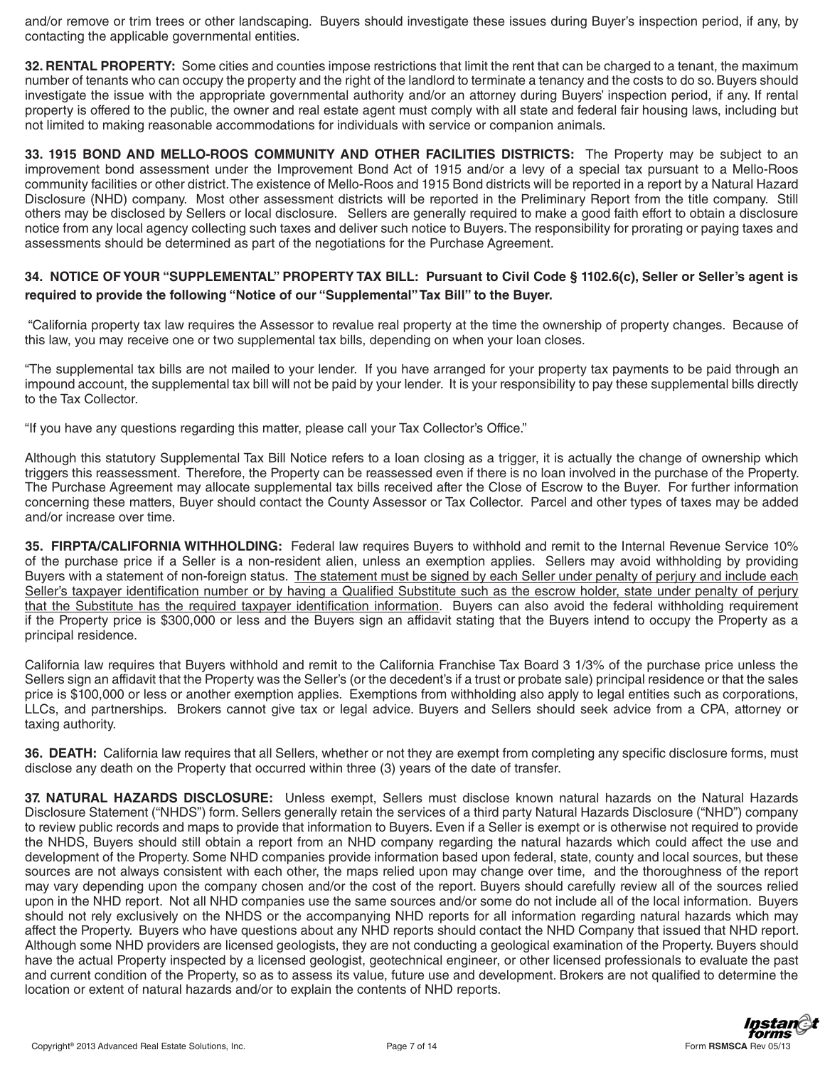and/or remove or trim trees or other landscaping. Buyers should investigate these issues during Buyer's inspection period, if any, by contacting the applicable governmental entities.

**32. RENTAL PROPERTY:** Some cities and counties impose restrictions that limit the rent that can be charged to a tenant, the maximum number of tenants who can occupy the property and the right of the landlord to terminate a tenancy and the costs to do so. Buyers should investigate the issue with the appropriate governmental authority and/or an attorney during Buyers' inspection period, if any. If rental property is offered to the public, the owner and real estate agent must comply with all state and federal fair housing laws, including but not limited to making reasonable accommodations for individuals with service or companion animals.

**33. 1915 BOND AND MELLO-ROOS COMMUNITY AND OTHER FACILITIES DISTRICTS:** The Property may be subject to an improvement bond assessment under the Improvement Bond Act of 1915 and/or a levy of a special tax pursuant to a Mello-Roos community facilities or other district. The existence of Mello-Roos and 1915 Bond districts will be reported in a report by a Natural Hazard Disclosure (NHD) company. Most other assessment districts will be reported in the Preliminary Report from the title company. Still others may be disclosed by Sellers or local disclosure. Sellers are generally required to make a good faith effort to obtain a disclosure notice from any local agency collecting such taxes and deliver such notice to Buyers. The responsibility for prorating or paying taxes and assessments should be determined as part of the negotiations for the Purchase Agreement.

**34. NOTICE OF YOUR "SUPPLEMENTAL" PROPERTY TAX BILL: Pursuant to Civil Code § 1102.6(c), Seller or Seller's agent is required to provide the following "Notice of our "Supplemental" Tax Bill" to the Buyer.**

"California property tax law requires the Assessor to revalue real property at the time the ownership of property changes. Because of this law, you may receive one or two supplemental tax bills, depending on when your loan closes.

"The supplemental tax bills are not mailed to your lender. If you have arranged for your property tax payments to be paid through an impound account, the supplemental tax bill will not be paid by your lender. It is your responsibility to pay these supplemental bills directly to the Tax Collector.

"If you have any questions regarding this matter, please call your Tax Collector's Office."

Although this statutory Supplemental Tax Bill Notice refers to a loan closing as a trigger, it is actually the change of ownership which triggers this reassessment. Therefore, the Property can be reassessed even if there is no loan involved in the purchase of the Property. The Purchase Agreement may allocate supplemental tax bills received after the Close of Escrow to the Buyer. For further information concerning these matters, Buyer should contact the County Assessor or Tax Collector. Parcel and other types of taxes may be added and/or increase over time.

**35. FIRPTA/CALIFORNIA WITHHOLDING:** Federal law requires Buyers to withhold and remit to the Internal Revenue Service 10% of the purchase price if a Seller is a non-resident alien, unless an exemption applies. Sellers may avoid withholding by providing Buyers with a statement of non-foreign status. <u>The statement must be signed by each Seller under penalty of perjury and include each Seller's taxpayer identification number or by having a Qualified Substitute such as the escrow holder, state under penalty of perjury that the Substitute has the required taxpayer identification information</u>. Buyers can also avoid the federal withholding requirement if the Property price is $300,000 or less and the Buyers sign an affidavit stating that the Buyers intend to occupy the Property as a principal residence.

California law requires that Buyers withhold and remit to the California Franchise Tax Board 3 1/3% of the purchase price unless the Sellers sign an affidavit that the Property was the Seller's (or the decedent's if a trust or probate sale) principal residence or that the sales price is $100,000 or less or another exemption applies. Exemptions from withholding also apply to legal entities such as corporations, LLCs, and partnerships. Brokers cannot give tax or legal advice. Buyers and Sellers should seek advice from a CPA, attorney or taxing authority.

**36. DEATH:** California law requires that all Sellers, whether or not they are exempt from completing any specific disclosure forms, must disclose any death on the Property that occurred within three (3) years of the date of transfer.

**37. NATURAL HAZARDS DISCLOSURE:** Unless exempt, Sellers must disclose known natural hazards on the Natural Hazards Disclosure Statement ("NHDS") form. Sellers generally retain the services of a third party Natural Hazards Disclosure ("NHD") company to review public records and maps to provide that information to Buyers. Even if a Seller is exempt or is otherwise not required to provide the NHDS, Buyers should still obtain a report from an NHD company regarding the natural hazards which could affect the use and development of the Property. Some NHD companies provide information based upon federal, state, county and local sources, but these sources are not always consistent with each other, the maps relied upon may change over time, and the thoroughness of the report may vary depending upon the company chosen and/or the cost of the report. Buyers should carefully review all of the sources relied upon in the NHD report. Not all NHD companies use the same sources and/or some do not include all of the local information. Buyers should not rely exclusively on the NHDS or the accompanying NHD reports for all information regarding natural hazards which may affect the Property. Buyers who have questions about any NHD reports should contact the NHD Company that issued that NHD report. Although some NHD providers are licensed geologists, they are not conducting a geological examination of the Property. Buyers should have the actual Property inspected by a licensed geologist, geotechnical engineer, or other licensed professionals to evaluate the past and current condition of the Property, so as to assess its value, future use and development. Brokers are not qualified to determine the location or extent of natural hazards and/or to explain the contents of NHD reports.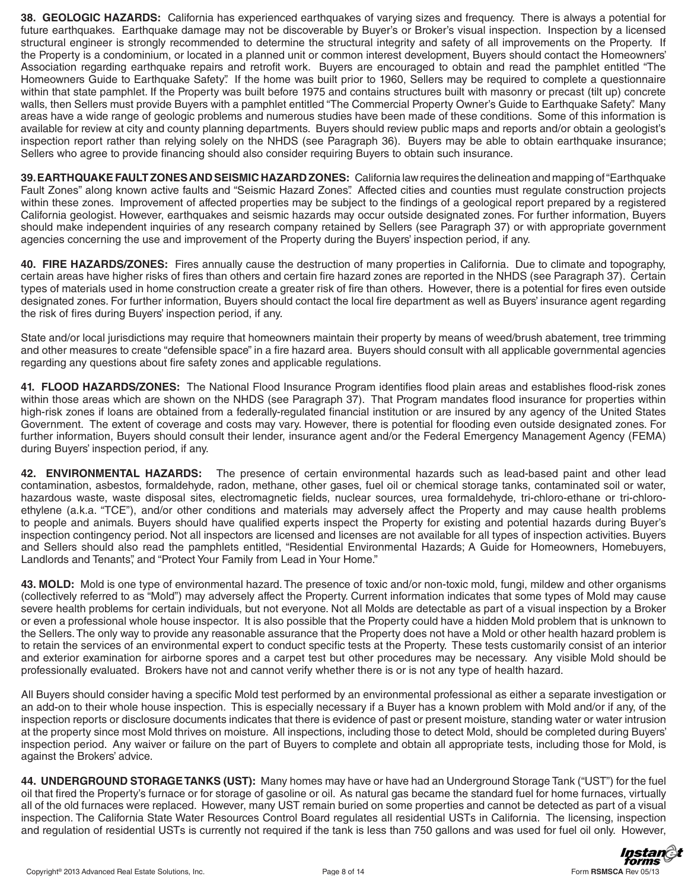**38. GEOLOGIC HAZARDS:** California has experienced earthquakes of varying sizes and frequency. There is always a potential for future earthquakes. Earthquake damage may not be discoverable by Buyer's or Broker's visual inspection. Inspection by a licensed structural engineer is strongly recommended to determine the structural integrity and safety of all improvements on the Property. If the Property is a condominium, or located in a planned unit or common interest development, Buyers should contact the Homeowners' Association regarding earthquake repairs and retrofit work. Buyers are encouraged to obtain and read the pamphlet entitled "The Homeowners Guide to Earthquake Safety". If the home was built prior to 1960, Sellers may be required to complete a questionnaire within that state pamphlet. If the Property was built before 1975 and contains structures built with masonry or precast (tilt up) concrete walls, then Sellers must provide Buyers with a pamphlet entitled "The Commercial Property Owner's Guide to Earthquake Safety". Many areas have a wide range of geologic problems and numerous studies have been made of these conditions. Some of this information is available for review at city and county planning departments. Buyers should review public maps and reports and/or obtain a geologist's inspection report rather than relying solely on the NHDS (see Paragraph 36). Buyers may be able to obtain earthquake insurance; Sellers who agree to provide financing should also consider requiring Buyers to obtain such insurance.

**39. EARTHQUAKE FAULT ZONES AND SEISMIC HAZARD ZONES:** California law requires the delineation and mapping of "Earthquake Fault Zones" along known active faults and "Seismic Hazard Zones". Affected cities and counties must regulate construction projects within these zones. Improvement of affected properties may be subject to the findings of a geological report prepared by a registered California geologist. However, earthquakes and seismic hazards may occur outside designated zones. For further information, Buyers should make independent inquiries of any research company retained by Sellers (see Paragraph 37) or with appropriate government agencies concerning the use and improvement of the Property during the Buyers' inspection period, if any.

**40. FIRE HAZARDS/ZONES:** Fires annually cause the destruction of many properties in California. Due to climate and topography, certain areas have higher risks of fires than others and certain fire hazard zones are reported in the NHDS (see Paragraph 37). Certain types of materials used in home construction create a greater risk of fire than others. However, there is a potential for fires even outside designated zones. For further information, Buyers should contact the local fire department as well as Buyers' insurance agent regarding the risk of fires during Buyers' inspection period, if any.

State and/or local jurisdictions may require that homeowners maintain their property by means of weed/brush abatement, tree trimming and other measures to create "defensible space" in a fire hazard area. Buyers should consult with all applicable governmental agencies regarding any questions about fire safety zones and applicable regulations.

**41. FLOOD HAZARDS/ZONES:** The National Flood Insurance Program identifies flood plain areas and establishes flood-risk zones within those areas which are shown on the NHDS (see Paragraph 37). That Program mandates flood insurance for properties within high-risk zones if loans are obtained from a federally-regulated financial institution or are insured by any agency of the United States Government. The extent of coverage and costs may vary. However, there is potential for flooding even outside designated zones. For further information, Buyers should consult their lender, insurance agent and/or the Federal Emergency Management Agency (FEMA) during Buyers' inspection period, if any.

**42. ENVIRONMENTAL HAZARDS:** The presence of certain environmental hazards such as lead-based paint and other lead contamination, asbestos, formaldehyde, radon, methane, other gases, fuel oil or chemical storage tanks, contaminated soil or water, hazardous waste, waste disposal sites, electromagnetic fields, nuclear sources, urea formaldehyde, tri-chloro-ethane or tri-chloro-ethylene (a.k.a. "TCE"), and/or other conditions and materials may adversely affect the Property and may cause health problems to people and animals. Buyers should have qualified experts inspect the Property for existing and potential hazards during Buyer's inspection contingency period. Not all inspectors are licensed and licenses are not available for all types of inspection activities. Buyers and Sellers should also read the pamphlets entitled, "Residential Environmental Hazards; A Guide for Homeowners, Homebuyers, Landlords and Tenants", and "Protect Your Family from Lead in Your Home."

**43. MOLD:** Mold is one type of environmental hazard. The presence of toxic and/or non-toxic mold, fungi, mildew and other organisms (collectively referred to as "Mold") may adversely affect the Property. Current information indicates that some types of Mold may cause severe health problems for certain individuals, but not everyone. Not all Molds are detectable as part of a visual inspection by a Broker or even a professional whole house inspector. It is also possible that the Property could have a hidden Mold problem that is unknown to the Sellers. The only way to provide any reasonable assurance that the Property does not have a Mold or other health hazard problem is to retain the services of an environmental expert to conduct specific tests at the Property. These tests customarily consist of an interior and exterior examination for airborne spores and a carpet test but other procedures may be necessary. Any visible Mold should be professionally evaluated. Brokers have not and cannot verify whether there is or is not any type of health hazard.

All Buyers should consider having a specific Mold test performed by an environmental professional as either a separate investigation or an add-on to their whole house inspection. This is especially necessary if a Buyer has a known problem with Mold and/or if any, of the inspection reports or disclosure documents indicates that there is evidence of past or present moisture, standing water or water intrusion at the property since most Mold thrives on moisture. All inspections, including those to detect Mold, should be completed during Buyers' inspection period. Any waiver or failure on the part of Buyers to complete and obtain all appropriate tests, including those for Mold, is against the Brokers' advice.

**44. UNDERGROUND STORAGE TANKS (UST):** Many homes may have or have had an Underground Storage Tank ("UST") for the fuel oil that fired the Property's furnace or for storage of gasoline or oil. As natural gas became the standard fuel for home furnaces, virtually all of the old furnaces were replaced. However, many UST remain buried on some properties and cannot be detected as part of a visual inspection. The California State Water Resources Control Board regulates all residential USTs in California. The licensing, inspection and regulation of residential USTs is currently not required if the tank is less than 750 gallons and was used for fuel oil only. However,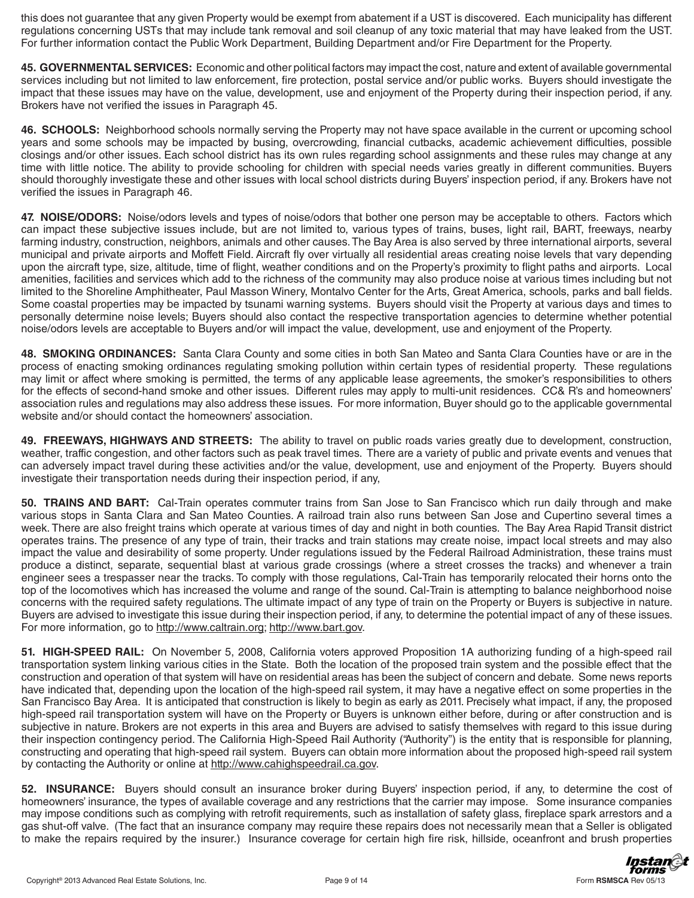this does not guarantee that any given Property would be exempt from abatement if a UST is discovered. Each municipality has different regulations concerning USTs that may include tank removal and soil cleanup of any toxic material that may have leaked from the UST. For further information contact the Public Work Department, Building Department and/or Fire Department for the Property.

**45. GOVERNMENTAL SERVICES:** Economic and other political factors may impact the cost, nature and extent of available governmental services including but not limited to law enforcement, fire protection, postal service and/or public works. Buyers should investigate the impact that these issues may have on the value, development, use and enjoyment of the Property during their inspection period, if any. Brokers have not verified the issues in Paragraph 45.

**46. SCHOOLS:** Neighborhood schools normally serving the Property may not have space available in the current or upcoming school years and some schools may be impacted by busing, overcrowding, financial cutbacks, academic achievement difficulties, possible closings and/or other issues. Each school district has its own rules regarding school assignments and these rules may change at any time with little notice. The ability to provide schooling for children with special needs varies greatly in different communities. Buyers should thoroughly investigate these and other issues with local school districts during Buyers' inspection period, if any. Brokers have not verified the issues in Paragraph 46.

**47. NOISE/ODORS:** Noise/odors levels and types of noise/odors that bother one person may be acceptable to others. Factors which can impact these subjective issues include, but are not limited to, various types of trains, buses, light rail, BART, freeways, nearby farming industry, construction, neighbors, animals and other causes. The Bay Area is also served by three international airports, several municipal and private airports and Moffett Field. Aircraft fly over virtually all residential areas creating noise levels that vary depending upon the aircraft type, size, altitude, time of flight, weather conditions and on the Property's proximity to flight paths and airports. Local amenities, facilities and services which add to the richness of the community may also produce noise at various times including but not limited to the Shoreline Amphitheater, Paul Masson Winery, Montalvo Center for the Arts, Great America, schools, parks and ball fields. Some coastal properties may be impacted by tsunami warning systems. Buyers should visit the Property at various days and times to personally determine noise levels; Buyers should also contact the respective transportation agencies to determine whether potential noise/odors levels are acceptable to Buyers and/or will impact the value, development, use and enjoyment of the Property.

**48. SMOKING ORDINANCES:** Santa Clara County and some cities in both San Mateo and Santa Clara Counties have or are in the process of enacting smoking ordinances regulating smoking pollution within certain types of residential property. These regulations may limit or affect where smoking is permitted, the terms of any applicable lease agreements, the smoker's responsibilities to others for the effects of second-hand smoke and other issues. Different rules may apply to multi-unit residences. CC& R's and homeowners' association rules and regulations may also address these issues. For more information, Buyer should go to the applicable governmental website and/or should contact the homeowners' association.

**49. FREEWAYS, HIGHWAYS AND STREETS:** The ability to travel on public roads varies greatly due to development, construction, weather, traffic congestion, and other factors such as peak travel times. There are a variety of public and private events and venues that can adversely impact travel during these activities and/or the value, development, use and enjoyment of the Property. Buyers should investigate their transportation needs during their inspection period, if any,

**50. TRAINS AND BART:** Cal-Train operates commuter trains from San Jose to San Francisco which run daily through and make various stops in Santa Clara and San Mateo Counties. A railroad train also runs between San Jose and Cupertino several times a week. There are also freight trains which operate at various times of day and night in both counties. The Bay Area Rapid Transit district operates trains. The presence of any type of train, their tracks and train stations may create noise, impact local streets and may also impact the value and desirability of some property. Under regulations issued by the Federal Railroad Administration, these trains must produce a distinct, separate, sequential blast at various grade crossings (where a street crosses the tracks) and whenever a train engineer sees a trespasser near the tracks. To comply with those regulations, Cal-Train has temporarily relocated their horns onto the top of the locomotives which has increased the volume and range of the sound. Cal-Train is attempting to balance neighborhood noise concerns with the required safety regulations. The ultimate impact of any type of train on the Property or Buyers is subjective in nature. Buyers are advised to investigate this issue during their inspection period, if any, to determine the potential impact of any of these issues. For more information, go to http://www.caltrain.org; http://www.bart.gov.

**51. HIGH-SPEED RAIL:** On November 5, 2008, California voters approved Proposition 1A authorizing funding of a high-speed rail transportation system linking various cities in the State. Both the location of the proposed train system and the possible effect that the construction and operation of that system will have on residential areas has been the subject of concern and debate. Some news reports have indicated that, depending upon the location of the high-speed rail system, it may have a negative effect on some properties in the San Francisco Bay Area. It is anticipated that construction is likely to begin as early as 2011. Precisely what impact, if any, the proposed high-speed rail transportation system will have on the Property or Buyers is unknown either before, during or after construction and is subjective in nature. Brokers are not experts in this area and Buyers are advised to satisfy themselves with regard to this issue during their inspection contingency period. The California High-Speed Rail Authority ("Authority") is the entity that is responsible for planning, constructing and operating that high-speed rail system. Buyers can obtain more information about the proposed high-speed rail system by contacting the Authority or online at http://www.cahighspeedrail.ca.gov.

**52. INSURANCE:** Buyers should consult an insurance broker during Buyers' inspection period, if any, to determine the cost of homeowners' insurance, the types of available coverage and any restrictions that the carrier may impose. Some insurance companies may impose conditions such as complying with retrofit requirements, such as installation of safety glass, fireplace spark arrestors and a gas shut-off valve. (The fact that an insurance company may require these repairs does not necessarily mean that a Seller is obligated to make the repairs required by the insurer.) Insurance coverage for certain high fire risk, hillside, oceanfront and brush properties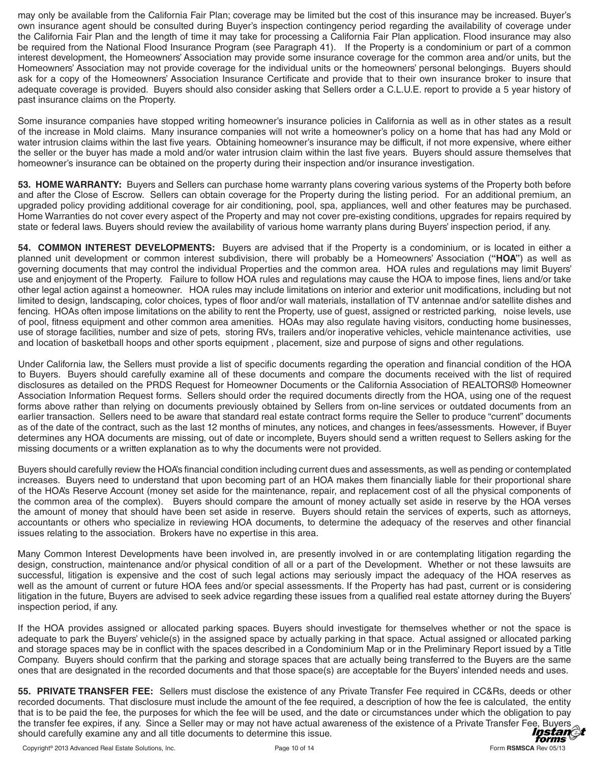may only be available from the California Fair Plan; coverage may be limited but the cost of this insurance may be increased. Buyer's own insurance agent should be consulted during Buyer's inspection contingency period regarding the availability of coverage under the California Fair Plan and the length of time it may take for processing a California Fair Plan application. Flood insurance may also be required from the National Flood Insurance Program (see Paragraph 41). If the Property is a condominium or part of a common interest development, the Homeowners' Association may provide some insurance coverage for the common area and/or units, but the Homeowners' Association may not provide coverage for the individual units or the homeowners' personal belongings. Buyers should ask for a copy of the Homeowners' Association Insurance Certificate and provide that to their own insurance broker to insure that adequate coverage is provided. Buyers should also consider asking that Sellers order a C.L.U.E. report to provide a 5 year history of past insurance claims on the Property.

Some insurance companies have stopped writing homeowner's insurance policies in California as well as in other states as a result of the increase in Mold claims. Many insurance companies will not write a homeowner's policy on a home that has had any Mold or water intrusion claims within the last five years. Obtaining homeowner's insurance may be difficult, if not more expensive, where either the seller or the buyer has made a mold and/or water intrusion claim within the last five years. Buyers should assure themselves that homeowner's insurance can be obtained on the property during their inspection and/or insurance investigation.

**53. HOME WARRANTY:** Buyers and Sellers can purchase home warranty plans covering various systems of the Property both before and after the Close of Escrow. Sellers can obtain coverage for the Property during the listing period. For an additional premium, an upgraded policy providing additional coverage for air conditioning, pool, spa, appliances, well and other features may be purchased. Home Warranties do not cover every aspect of the Property and may not cover pre-existing conditions, upgrades for repairs required by state or federal laws. Buyers should review the availability of various home warranty plans during Buyers' inspection period, if any.

**54. COMMON INTEREST DEVELOPMENTS:** Buyers are advised that if the Property is a condominium, or is located in either a planned unit development or common interest subdivision, there will probably be a Homeowners' Association (**"HOA"**) as well as governing documents that may control the individual Properties and the common area. HOA rules and regulations may limit Buyers' use and enjoyment of the Property. Failure to follow HOA rules and regulations may cause the HOA to impose fines, liens and/or take other legal action against a homeowner. HOA rules may include limitations on interior and exterior unit modifications, including but not limited to design, landscaping, color choices, types of floor and/or wall materials, installation of TV antennae and/or satellite dishes and fencing. HOAs often impose limitations on the ability to rent the Property, use of guest, assigned or restricted parking, noise levels, use of pool, fitness equipment and other common area amenities. HOAs may also regulate having visitors, conducting home businesses, use of storage facilities, number and size of pets, storing RVs, trailers and/or inoperative vehicles, vehicle maintenance activities, use and location of basketball hoops and other sports equipment , placement, size and purpose of signs and other regulations.

Under California law, the Sellers must provide a list of specific documents regarding the operation and financial condition of the HOA to Buyers. Buyers should carefully examine all of these documents and compare the documents received with the list of required disclosures as detailed on the PRDS Request for Homeowner Documents or the California Association of REALTORS® Homeowner Association Information Request forms. Sellers should order the required documents directly from the HOA, using one of the request forms above rather than relying on documents previously obtained by Sellers from on-line services or outdated documents from an earlier transaction. Sellers need to be aware that standard real estate contract forms require the Seller to produce "current" documents as of the date of the contract, such as the last 12 months of minutes, any notices, and changes in fees/assessments. However, if Buyer determines any HOA documents are missing, out of date or incomplete, Buyers should send a written request to Sellers asking for the missing documents or a written explanation as to why the documents were not provided.

Buyers should carefully review the HOA's financial condition including current dues and assessments, as well as pending or contemplated increases. Buyers need to understand that upon becoming part of an HOA makes them financially liable for their proportional share of the HOA's Reserve Account (money set aside for the maintenance, repair, and replacement cost of all the physical components of the common area of the complex). Buyers should compare the amount of money actually set aside in reserve by the HOA verses the amount of money that should have been set aside in reserve. Buyers should retain the services of experts, such as attorneys, accountants or others who specialize in reviewing HOA documents, to determine the adequacy of the reserves and other financial issues relating to the association. Brokers have no expertise in this area.

Many Common Interest Developments have been involved in, are presently involved in or are contemplating litigation regarding the design, construction, maintenance and/or physical condition of all or a part of the Development. Whether or not these lawsuits are successful, litigation is expensive and the cost of such legal actions may seriously impact the adequacy of the HOA reserves as well as the amount of current or future HOA fees and/or special assessments. If the Property has had past, current or is considering litigation in the future, Buyers are advised to seek advice regarding these issues from a qualified real estate attorney during the Buyers' inspection period, if any.

If the HOA provides assigned or allocated parking spaces. Buyers should investigate for themselves whether or not the space is adequate to park the Buyers' vehicle(s) in the assigned space by actually parking in that space. Actual assigned or allocated parking and storage spaces may be in conflict with the spaces described in a Condominium Map or in the Preliminary Report issued by a Title Company. Buyers should confirm that the parking and storage spaces that are actually being transferred to the Buyers are the same ones that are designated in the recorded documents and that those space(s) are acceptable for the Buyers' intended needs and uses.

**55. PRIVATE TRANSFER FEE:** Sellers must disclose the existence of any Private Transfer Fee required in CC&Rs, deeds or other recorded documents. That disclosure must include the amount of the fee required, a description of how the fee is calculated, the entity that is to be paid the fee, the purposes for which the fee will be used, and the date or circumstances under which the obligation to pay the transfer fee expires, if any. Since a Seller may or may not have actual awareness of the existence of a Private Transfer Fee, Buyers should carefully examine any and all title documents to determine this issue.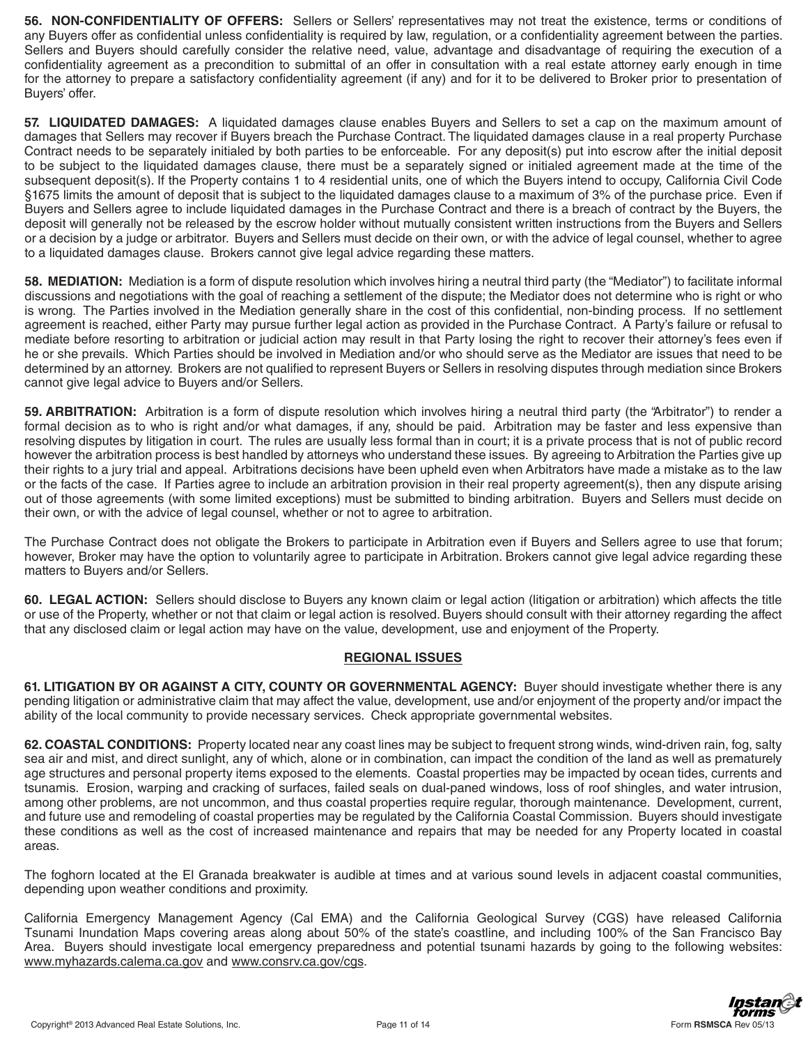**56. NON-CONFIDENTIALITY OF OFFERS:** Sellers or Sellers' representatives may not treat the existence, terms or conditions of any Buyers offer as confidential unless confidentiality is required by law, regulation, or a confidentiality agreement between the parties. Sellers and Buyers should carefully consider the relative need, value, advantage and disadvantage of requiring the execution of a confidentiality agreement as a precondition to submittal of an offer in consultation with a real estate attorney early enough in time for the attorney to prepare a satisfactory confidentiality agreement (if any) and for it to be delivered to Broker prior to presentation of Buyers' offer.

**57. LIQUIDATED DAMAGES:** A liquidated damages clause enables Buyers and Sellers to set a cap on the maximum amount of damages that Sellers may recover if Buyers breach the Purchase Contract. The liquidated damages clause in a real property Purchase Contract needs to be separately initialed by both parties to be enforceable. For any deposit(s) put into escrow after the initial deposit to be subject to the liquidated damages clause, there must be a separately signed or initialed agreement made at the time of the subsequent deposit(s). If the Property contains 1 to 4 residential units, one of which the Buyers intend to occupy, California Civil Code §1675 limits the amount of deposit that is subject to the liquidated damages clause to a maximum of 3% of the purchase price. Even if Buyers and Sellers agree to include liquidated damages in the Purchase Contract and there is a breach of contract by the Buyers, the deposit will generally not be released by the escrow holder without mutually consistent written instructions from the Buyers and Sellers or a decision by a judge or arbitrator. Buyers and Sellers must decide on their own, or with the advice of legal counsel, whether to agree to a liquidated damages clause. Brokers cannot give legal advice regarding these matters.

**58. MEDIATION:** Mediation is a form of dispute resolution which involves hiring a neutral third party (the "Mediator") to facilitate informal discussions and negotiations with the goal of reaching a settlement of the dispute; the Mediator does not determine who is right or who is wrong. The Parties involved in the Mediation generally share in the cost of this confidential, non-binding process. If no settlement agreement is reached, either Party may pursue further legal action as provided in the Purchase Contract. A Party's failure or refusal to mediate before resorting to arbitration or judicial action may result in that Party losing the right to recover their attorney's fees even if he or she prevails. Which Parties should be involved in Mediation and/or who should serve as the Mediator are issues that need to be determined by an attorney. Brokers are not qualified to represent Buyers or Sellers in resolving disputes through mediation since Brokers cannot give legal advice to Buyers and/or Sellers.

**59. ARBITRATION:** Arbitration is a form of dispute resolution which involves hiring a neutral third party (the "Arbitrator") to render a formal decision as to who is right and/or what damages, if any, should be paid. Arbitration may be faster and less expensive than resolving disputes by litigation in court. The rules are usually less formal than in court; it is a private process that is not of public record however the arbitration process is best handled by attorneys who understand these issues. By agreeing to Arbitration the Parties give up their rights to a jury trial and appeal. Arbitrations decisions have been upheld even when Arbitrators have made a mistake as to the law or the facts of the case. If Parties agree to include an arbitration provision in their real property agreement(s), then any dispute arising out of those agreements (with some limited exceptions) must be submitted to binding arbitration. Buyers and Sellers must decide on their own, or with the advice of legal counsel, whether or not to agree to arbitration.

The Purchase Contract does not obligate the Brokers to participate in Arbitration even if Buyers and Sellers agree to use that forum; however, Broker may have the option to voluntarily agree to participate in Arbitration. Brokers cannot give legal advice regarding these matters to Buyers and/or Sellers.

**60. LEGAL ACTION:** Sellers should disclose to Buyers any known claim or legal action (litigation or arbitration) which affects the title or use of the Property, whether or not that claim or legal action is resolved. Buyers should consult with their attorney regarding the affect that any disclosed claim or legal action may have on the value, development, use and enjoyment of the Property.

## REGIONAL ISSUES

**61. LITIGATION BY OR AGAINST A CITY, COUNTY OR GOVERNMENTAL AGENCY:** Buyer should investigate whether there is any pending litigation or administrative claim that may affect the value, development, use and/or enjoyment of the property and/or impact the ability of the local community to provide necessary services. Check appropriate governmental websites.

**62. COASTAL CONDITIONS:** Property located near any coast lines may be subject to frequent strong winds, wind-driven rain, fog, salty sea air and mist, and direct sunlight, any of which, alone or in combination, can impact the condition of the land as well as prematurely age structures and personal property items exposed to the elements. Coastal properties may be impacted by ocean tides, currents and tsunamis. Erosion, warping and cracking of surfaces, failed seals on dual-paned windows, loss of roof shingles, and water intrusion, among other problems, are not uncommon, and thus coastal properties require regular, thorough maintenance. Development, current, and future use and remodeling of coastal properties may be regulated by the California Coastal Commission. Buyers should investigate these conditions as well as the cost of increased maintenance and repairs that may be needed for any Property located in coastal areas.

The foghorn located at the El Granada breakwater is audible at times and at various sound levels in adjacent coastal communities, depending upon weather conditions and proximity.

California Emergency Management Agency (Cal EMA) and the California Geological Survey (CGS) have released California Tsunami Inundation Maps covering areas along about 50% of the state's coastline, and including 100% of the San Francisco Bay Area. Buyers should investigate local emergency preparedness and potential tsunami hazards by going to the following websites: www.myhazards.calema.ca.gov and www.consrv.ca.gov/cgs.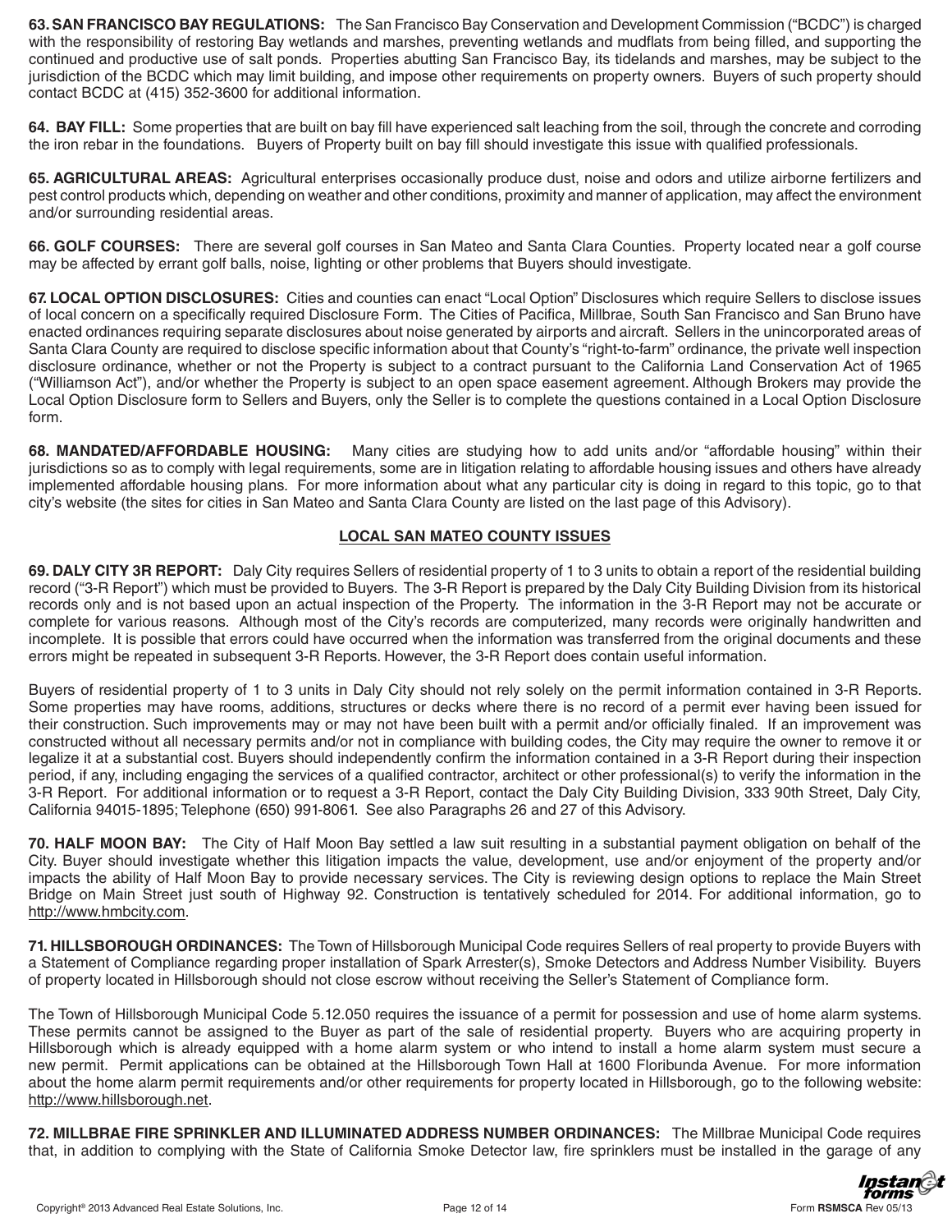**63. SAN FRANCISCO BAY REGULATIONS:** The San Francisco Bay Conservation and Development Commission ("BCDC") is charged with the responsibility of restoring Bay wetlands and marshes, preventing wetlands and mudflats from being filled, and supporting the continued and productive use of salt ponds. Properties abutting San Francisco Bay, its tidelands and marshes, may be subject to the jurisdiction of the BCDC which may limit building, and impose other requirements on property owners. Buyers of such property should contact BCDC at (415) 352-3600 for additional information.

**64. BAY FILL:** Some properties that are built on bay fill have experienced salt leaching from the soil, through the concrete and corroding the iron rebar in the foundations. Buyers of Property built on bay fill should investigate this issue with qualified professionals.

**65. AGRICULTURAL AREAS:** Agricultural enterprises occasionally produce dust, noise and odors and utilize airborne fertilizers and pest control products which, depending on weather and other conditions, proximity and manner of application, may affect the environment and/or surrounding residential areas.

**66. GOLF COURSES:** There are several golf courses in San Mateo and Santa Clara Counties. Property located near a golf course may be affected by errant golf balls, noise, lighting or other problems that Buyers should investigate.

**67. LOCAL OPTION DISCLOSURES:** Cities and counties can enact "Local Option" Disclosures which require Sellers to disclose issues of local concern on a specifically required Disclosure Form. The Cities of Pacifica, Millbrae, South San Francisco and San Bruno have enacted ordinances requiring separate disclosures about noise generated by airports and aircraft. Sellers in the unincorporated areas of Santa Clara County are required to disclose specific information about that County's "right-to-farm" ordinance, the private well inspection disclosure ordinance, whether or not the Property is subject to a contract pursuant to the California Land Conservation Act of 1965 ("Williamson Act"), and/or whether the Property is subject to an open space easement agreement. Although Brokers may provide the Local Option Disclosure form to Sellers and Buyers, only the Seller is to complete the questions contained in a Local Option Disclosure form.

**68. MANDATED/AFFORDABLE HOUSING:** Many cities are studying how to add units and/or "affordable housing" within their jurisdictions so as to comply with legal requirements, some are in litigation relating to affordable housing issues and others have already implemented affordable housing plans. For more information about what any particular city is doing in regard to this topic, go to that city's website (the sites for cities in San Mateo and Santa Clara County are listed on the last page of this Advisory).

## LOCAL SAN MATEO COUNTY ISSUES

**69. DALY CITY 3R REPORT:** Daly City requires Sellers of residential property of 1 to 3 units to obtain a report of the residential building record ("3-R Report") which must be provided to Buyers. The 3-R Report is prepared by the Daly City Building Division from its historical records only and is not based upon an actual inspection of the Property. The information in the 3-R Report may not be accurate or complete for various reasons. Although most of the City's records are computerized, many records were originally handwritten and incomplete. It is possible that errors could have occurred when the information was transferred from the original documents and these errors might be repeated in subsequent 3-R Reports. However, the 3-R Report does contain useful information.

Buyers of residential property of 1 to 3 units in Daly City should not rely solely on the permit information contained in 3-R Reports. Some properties may have rooms, additions, structures or decks where there is no record of a permit ever having been issued for their construction. Such improvements may or may not have been built with a permit and/or officially finaled. If an improvement was constructed without all necessary permits and/or not in compliance with building codes, the City may require the owner to remove it or legalize it at a substantial cost. Buyers should independently confirm the information contained in a 3-R Report during their inspection period, if any, including engaging the services of a qualified contractor, architect or other professional(s) to verify the information in the 3-R Report. For additional information or to request a 3-R Report, contact the Daly City Building Division, 333 90th Street, Daly City, California 94015-1895; Telephone (650) 991-8061. See also Paragraphs 26 and 27 of this Advisory.

**70. HALF MOON BAY:** The City of Half Moon Bay settled a law suit resulting in a substantial payment obligation on behalf of the City. Buyer should investigate whether this litigation impacts the value, development, use and/or enjoyment of the property and/or impacts the ability of Half Moon Bay to provide necessary services. The City is reviewing design options to replace the Main Street Bridge on Main Street just south of Highway 92. Construction is tentatively scheduled for 2014. For additional information, go to http://www.hmbcity.com.

**71. HILLSBOROUGH ORDINANCES:** The Town of Hillsborough Municipal Code requires Sellers of real property to provide Buyers with a Statement of Compliance regarding proper installation of Spark Arrester(s), Smoke Detectors and Address Number Visibility. Buyers of property located in Hillsborough should not close escrow without receiving the Seller's Statement of Compliance form.

The Town of Hillsborough Municipal Code 5.12.050 requires the issuance of a permit for possession and use of home alarm systems. These permits cannot be assigned to the Buyer as part of the sale of residential property. Buyers who are acquiring property in Hillsborough which is already equipped with a home alarm system or who intend to install a home alarm system must secure a new permit. Permit applications can be obtained at the Hillsborough Town Hall at 1600 Floribunda Avenue. For more information about the home alarm permit requirements and/or other requirements for property located in Hillsborough, go to the following website: http://www.hillsborough.net.

**72. MILLBRAE FIRE SPRINKLER AND ILLUMINATED ADDRESS NUMBER ORDINANCES:** The Millbrae Municipal Code requires that, in addition to complying with the State of California Smoke Detector law, fire sprinklers must be installed in the garage of any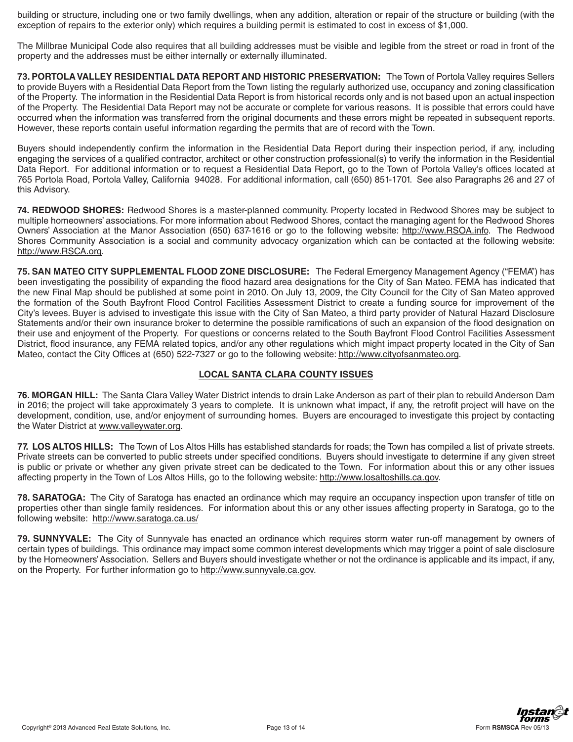building or structure, including one or two family dwellings, when any addition, alteration or repair of the structure or building (with the exception of repairs to the exterior only) which requires a building permit is estimated to cost in excess of $1,000.

The Millbrae Municipal Code also requires that all building addresses must be visible and legible from the street or road in front of the property and the addresses must be either internally or externally illuminated.

**73. PORTOLA VALLEY RESIDENTIAL DATA REPORT AND HISTORIC PRESERVATION:** The Town of Portola Valley requires Sellers to provide Buyers with a Residential Data Report from the Town listing the regularly authorized use, occupancy and zoning classification of the Property. The information in the Residential Data Report is from historical records only and is not based upon an actual inspection of the Property. The Residential Data Report may not be accurate or complete for various reasons. It is possible that errors could have occurred when the information was transferred from the original documents and these errors might be repeated in subsequent reports. However, these reports contain useful information regarding the permits that are of record with the Town.

Buyers should independently confirm the information in the Residential Data Report during their inspection period, if any, including engaging the services of a qualified contractor, architect or other construction professional(s) to verify the information in the Residential Data Report. For additional information or to request a Residential Data Report, go to the Town of Portola Valley's offices located at 765 Portola Road, Portola Valley, California 94028. For additional information, call (650) 851-1701. See also Paragraphs 26 and 27 of this Advisory.

**74. REDWOOD SHORES:** Redwood Shores is a master-planned community. Property located in Redwood Shores may be subject to multiple homeowners' associations. For more information about Redwood Shores, contact the managing agent for the Redwood Shores Owners' Association at the Manor Association (650) 637-1616 or go to the following website: http://www.RSOA.info. The Redwood Shores Community Association is a social and community advocacy organization which can be contacted at the following website: http://www.RSCA.org.

**75. SAN MATEO CITY SUPPLEMENTAL FLOOD ZONE DISCLOSURE:** The Federal Emergency Management Agency ("FEMA") has been investigating the possibility of expanding the flood hazard area designations for the City of San Mateo. FEMA has indicated that the new Final Map should be published at some point in 2010. On July 13, 2009, the City Council for the City of San Mateo approved the formation of the South Bayfront Flood Control Facilities Assessment District to create a funding source for improvement of the City's levees. Buyer is advised to investigate this issue with the City of San Mateo, a third party provider of Natural Hazard Disclosure Statements and/or their own insurance broker to determine the possible ramifications of such an expansion of the flood designation on their use and enjoyment of the Property. For questions or concerns related to the South Bayfront Flood Control Facilities Assessment District, flood insurance, any FEMA related topics, and/or any other regulations which might impact property located in the City of San Mateo, contact the City Offices at (650) 522-7327 or go to the following website: http://www.cityofsanmateo.org.

## LOCAL SANTA CLARA COUNTY ISSUES

**76. MORGAN HILL:** The Santa Clara Valley Water District intends to drain Lake Anderson as part of their plan to rebuild Anderson Dam in 2016; the project will take approximately 3 years to complete. It is unknown what impact, if any, the retrofit project will have on the development, condition, use, and/or enjoyment of surrounding homes. Buyers are encouraged to investigate this project by contacting the Water District at www.valleywater.org.

**77. LOS ALTOS HILLS:** The Town of Los Altos Hills has established standards for roads; the Town has compiled a list of private streets. Private streets can be converted to public streets under specified conditions. Buyers should investigate to determine if any given street is public or private or whether any given private street can be dedicated to the Town. For information about this or any other issues affecting property in the Town of Los Altos Hills, go to the following website: http://www.losaltoshills.ca.gov.

**78. SARATOGA:** The City of Saratoga has enacted an ordinance which may require an occupancy inspection upon transfer of title on properties other than single family residences. For information about this or any other issues affecting property in Saratoga, go to the following website: http://www.saratoga.ca.us/

**79. SUNNYVALE:** The City of Sunnyvale has enacted an ordinance which requires storm water run-off management by owners of certain types of buildings. This ordinance may impact some common interest developments which may trigger a point of sale disclosure by the Homeowners' Association. Sellers and Buyers should investigate whether or not the ordinance is applicable and its impact, if any, on the Property. For further information go to http://www.sunnyvale.ca.gov.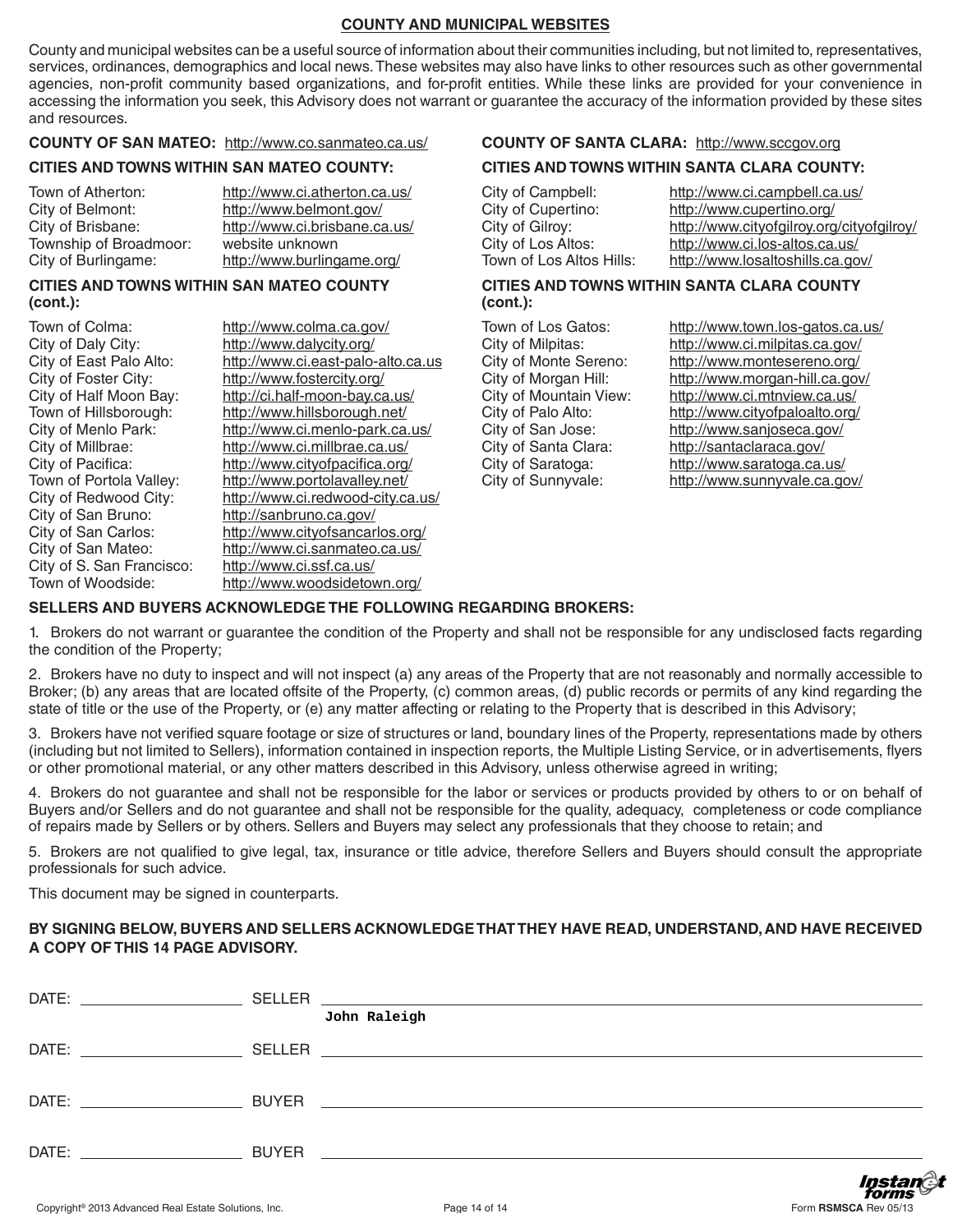## COUNTY AND MUNICIPAL WEBSITES

County and municipal websites can be a useful source of information about their communities including, but not limited to, representatives, services, ordinances, demographics and local news. These websites may also have links to other resources such as other governmental agencies, non-profit community based organizations, and for-profit entities. While these links are provided for your convenience in accessing the information you seek, this Advisory does not warrant or guarantee the accuracy of the information provided by these sites and resources.

**COUNTY OF SAN MATEO:** http://www.co.sanmateo.ca.us/

**CITIES AND TOWNS WITHIN SAN MATEO COUNTY:**

| | |
|---|---|
| Town of Atherton: | http://www.ci.atherton.ca.us/ |
| City of Belmont: | http://www.belmont.gov/ |
| City of Brisbane: | http://www.ci.brisbane.ca.us/ |
| Township of Broadmoor: | website unknown |
| City of Burlingame: | http://www.burlingame.org/ |

**CITIES AND TOWNS WITHIN SAN MATEO COUNTY (cont.):**

| | |
|---|---|
| Town of Colma: | http://www.colma.ca.gov/ |
| City of Daly City: | http://www.dalycity.org/ |
| City of East Palo Alto: | http://www.ci.east-palo-alto.ca.us |
| City of Foster City: | http://www.fostercity.org/ |
| City of Half Moon Bay: | http://ci.half-moon-bay.ca.us/ |
| Town of Hillsborough: | http://www.hillsborough.net/ |
| City of Menlo Park: | http://www.ci.menlo-park.ca.us/ |
| City of Millbrae: | http://www.ci.millbrae.ca.us/ |
| City of Pacifica: | http://www.cityofpacifica.org/ |
| Town of Portola Valley: | http://www.portolavalley.net/ |
| City of Redwood City: | http://www.ci.redwood-city.ca.us/ |
| City of San Bruno: | http://sanbruno.ca.gov/ |
| City of San Carlos: | http://www.cityofsancarlos.org/ |
| City of San Mateo: | http://www.ci.sanmateo.ca.us/ |
| City of S. San Francisco: | http://www.ci.ssf.ca.us/ |
| Town of Woodside: | http://www.woodsidetown.org/ |

**COUNTY OF SANTA CLARA:** http://www.sccgov.org

**CITIES AND TOWNS WITHIN SANTA CLARA COUNTY:**

| | |
|---|---|
| City of Campbell: | http://www.ci.campbell.ca.us/ |
| City of Cupertino: | http://www.cupertino.org/ |
| City of Gilroy: | http://www.cityofgilroy.org/cityofgilroy/ |
| City of Los Altos: | http://www.ci.los-altos.ca.us/ |
| Town of Los Altos Hills: | http://www.losaltoshills.ca.gov/ |

**CITIES AND TOWNS WITHIN SANTA CLARA COUNTY (cont.):**

| | |
|---|---|
| Town of Los Gatos: | http://www.town.los-gatos.ca.us/ |
| City of Milpitas: | http://www.ci.milpitas.ca.gov/ |
| City of Monte Sereno: | http://www.montesereno.org/ |
| City of Morgan Hill: | http://www.morgan-hill.ca.gov/ |
| City of Mountain View: | http://www.ci.mtnview.ca.us/ |
| City of Palo Alto: | http://www.cityofpaloalto.org/ |
| City of San Jose: | http://www.sanjoseca.gov/ |
| City of Santa Clara: | http://santaclaraca.gov/ |
| City of Saratoga: | http://www.saratoga.ca.us/ |
| City of Sunnyvale: | http://www.sunnyvale.ca.gov/ |

**SELLERS AND BUYERS ACKNOWLEDGE THE FOLLOWING REGARDING BROKERS:**

1. Brokers do not warrant or guarantee the condition of the Property and shall not be responsible for any undisclosed facts regarding the condition of the Property;

2. Brokers have no duty to inspect and will not inspect (a) any areas of the Property that are not reasonably and normally accessible to Broker; (b) any areas that are located offsite of the Property, (c) common areas, (d) public records or permits of any kind regarding the state of title or the use of the Property, or (e) any matter affecting or relating to the Property that is described in this Advisory;

3. Brokers have not verified square footage or size of structures or land, boundary lines of the Property, representations made by others (including but not limited to Sellers), information contained in inspection reports, the Multiple Listing Service, or in advertisements, flyers or other promotional material, or any other matters described in this Advisory, unless otherwise agreed in writing;

4. Brokers do not guarantee and shall not be responsible for the labor or services or products provided by others to or on behalf of Buyers and/or Sellers and do not guarantee and shall not be responsible for the quality, adequacy, completeness or code compliance of repairs made by Sellers or by others. Sellers and Buyers may select any professionals that they choose to retain; and

5. Brokers are not qualified to give legal, tax, insurance or title advice, therefore Sellers and Buyers should consult the appropriate professionals for such advice.

This document may be signed in counterparts.

**BY SIGNING BELOW, BUYERS AND SELLERS ACKNOWLEDGE THAT THEY HAVE READ, UNDERSTAND, AND HAVE RECEIVED A COPY OF THIS 14 PAGE ADVISORY.**

DATE: ____________ SELLER ______________________________
John Raleigh

DATE: ____________ SELLER ______________________________

DATE: ____________ BUYER ______________________________

DATE: ____________ BUYER ______________________________

Copyright® 2013 Advanced Real Estate Solutions, Inc. Form RSMSCA Rev 05/13